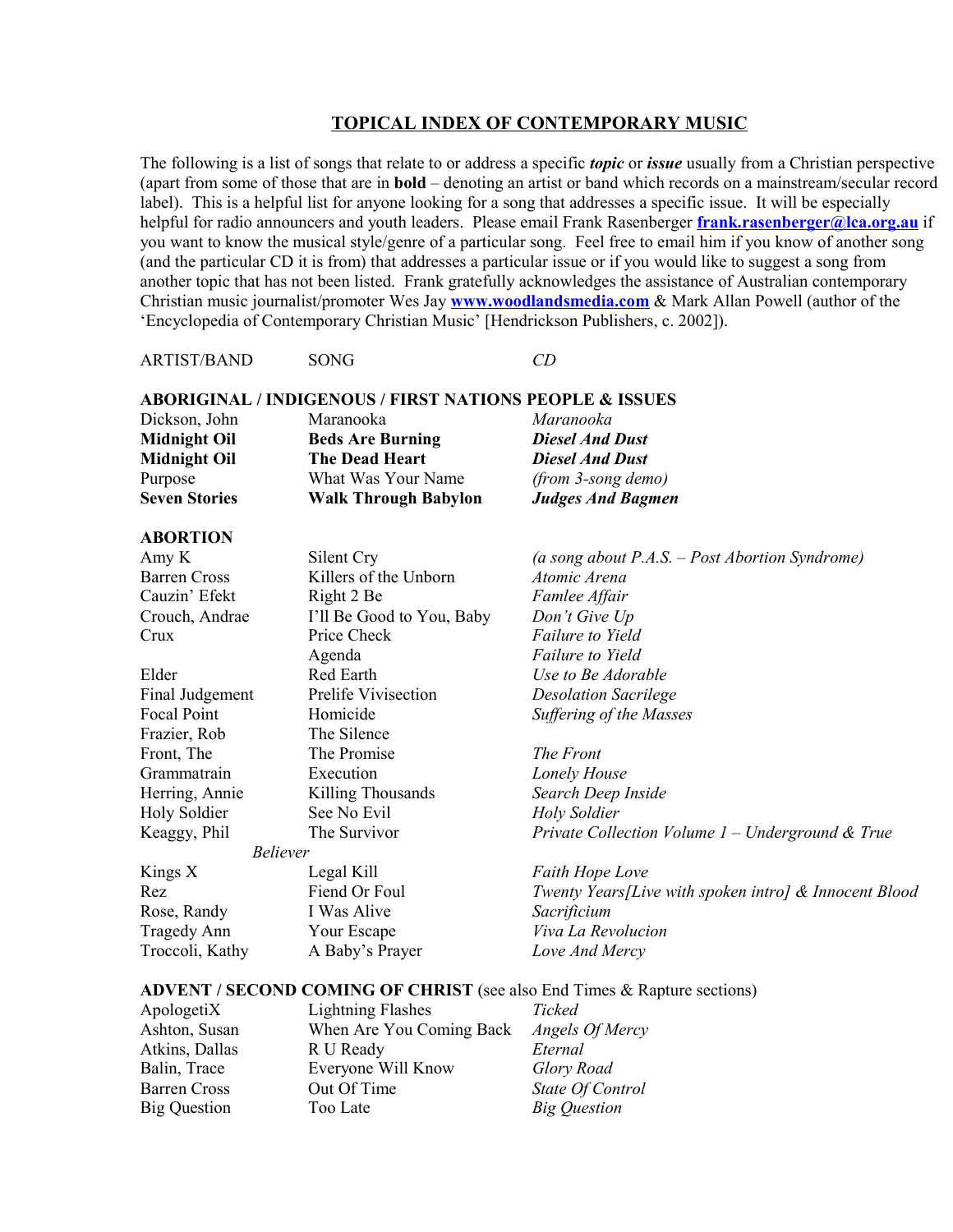# TOPICAL INDEX OF CONTEMPORARY MUSIC

The following is a list of songs that relate to or address a specific ***topic*** or ***issue*** usually from a Christian perspective (apart from some of those that are in **bold** – denoting an artist or band which records on a mainstream/secular record label). This is a helpful list for anyone looking for a song that addresses a specific issue. It will be especially helpful for radio announcers and youth leaders. Please email Frank Rasenberger **frank.rasenberger@lca.org.au** if you want to know the musical style/genre of a particular song. Feel free to email him if you know of another song (and the particular CD it is from) that addresses a particular issue or if you would like to suggest a song from another topic that has not been listed. Frank gratefully acknowledges the assistance of Australian contemporary Christian music journalist/promoter Wes Jay **www.woodlandsmedia.com** & Mark Allan Powell (author of the 'Encyclopedia of Contemporary Christian Music' [Hendrickson Publishers, c. 2002]).

| ARTIST/BAND | SONG | *CD* |
|---|---|---|
| **ABORIGINAL / INDIGENOUS / FIRST NATIONS PEOPLE & ISSUES** | | |
| Dickson, John | Maranooka | *Maranooka* |
| **Midnight Oil** | **Beds Are Burning** | ***Diesel And Dust*** |
| **Midnight Oil** | **The Dead Heart** | ***Diesel And Dust*** |
| Purpose | What Was Your Name | *(from 3-song demo)* |
| **Seven Stories** | **Walk Through Babylon** | ***Judges And Bagmen*** |
| **ABORTION** | | |
| Amy K | Silent Cry | *(a song about P.A.S. – Post Abortion Syndrome)* |
| Barren Cross | Killers of the Unborn | *Atomic Arena* |
| Cauzin' Efekt | Right 2 Be | *Famlee Affair* |
| Crouch, Andrae | I'll Be Good to You, Baby | *Don't Give Up* |
| Crux | Price Check | *Failure to Yield* |
| | Agenda | *Failure to Yield* |
| Elder | Red Earth | *Use to Be Adorable* |
| Final Judgement | Prelife Vivisection | *Desolation Sacrilege* |
| Focal Point | Homicide | *Suffering of the Masses* |
| Frazier, Rob | The Silence | |
| Front, The | The Promise | *The Front* |
| Grammatrain | Execution | *Lonely House* |
| Herring, Annie | Killing Thousands | *Search Deep Inside* |
| Holy Soldier | See No Evil | *Holy Soldier* |
| Keaggy, Phil | The Survivor | *Private Collection Volume 1 – Underground & True Believer* |
| Kings X | Legal Kill | *Faith Hope Love* |
| Rez | Fiend Or Foul | *Twenty Years[Live with spoken intro] & Innocent Blood* |
| Rose, Randy | I Was Alive | *Sacrificium* |
| Tragedy Ann | Your Escape | *Viva La Revolucion* |
| Troccoli, Kathy | A Baby's Prayer | *Love And Mercy* |
| **ADVENT / SECOND COMING OF CHRIST** (see also End Times & Rapture sections) | | |
| ApologetiX | Lightning Flashes | *Ticked* |
| Ashton, Susan | When Are You Coming Back | *Angels Of Mercy* |
| Atkins, Dallas | R U Ready | *Eternal* |
| Balin, Trace | Everyone Will Know | *Glory Road* |
| Barren Cross | Out Of Time | *State Of Control* |
| Big Question | Too Late | *Big Question* |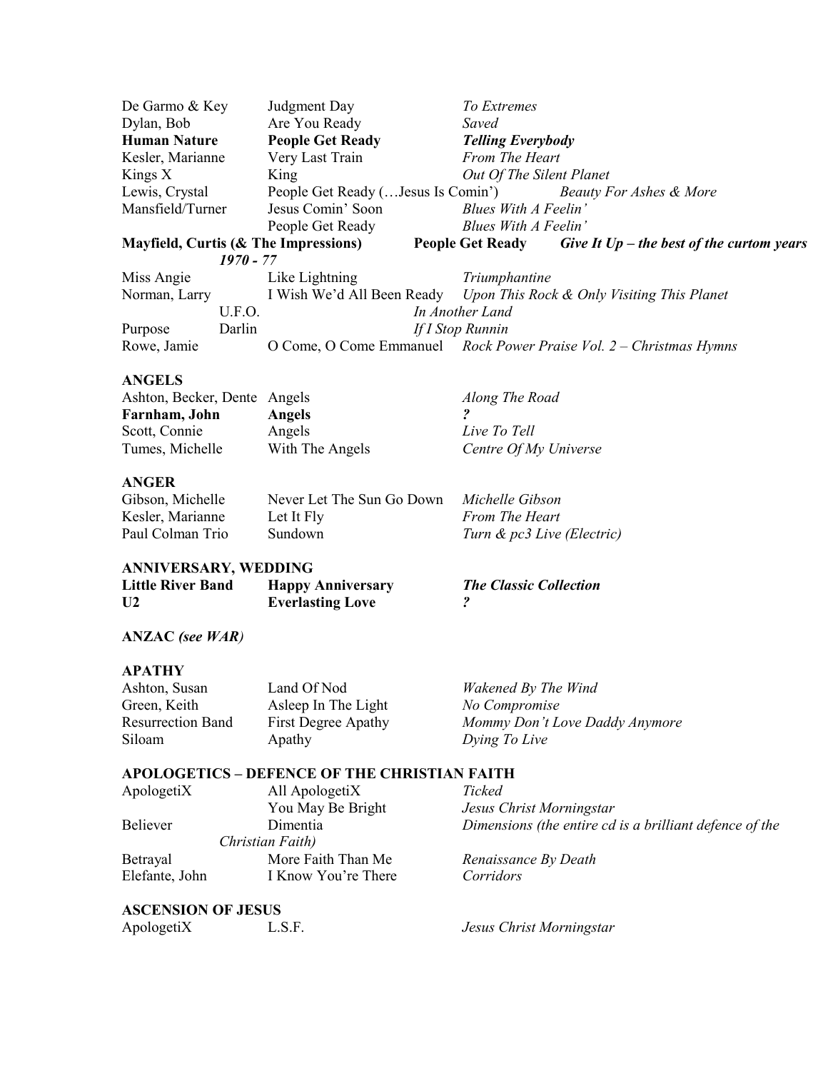| | | |
|---|---|---|
| De Garmo & Key | Judgment Day | *To Extremes* |
| Dylan, Bob | Are You Ready | *Saved* |
| **Human Nature** | **People Get Ready** | ***Telling Everybody*** |
| Kesler, Marianne | Very Last Train | *From The Heart* |
| Kings X | King | *Out Of The Silent Planet* |
| Lewis, Crystal | People Get Ready (…Jesus Is Comin') | *Beauty For Ashes & More* |
| Mansfield/Turner | Jesus Comin' Soon | *Blues With A Feelin'* |
| | People Get Ready | *Blues With A Feelin'* |
| **Mayfield, Curtis (& The Impressions)** | **People Get Ready** | ***Give It Up – the best of the curtom years 1970 - 77*** |
| Miss Angie | Like Lightning | *Triumphantine* |
| Norman, Larry | I Wish We'd All Been Ready | *Upon This Rock & Only Visiting This Planet* |
| | U.F.O. | *In Another Land* |
| Purpose | Darlin | *If I Stop Runnin* |
| Rowe, Jamie | O Come, O Come Emmanuel | *Rock Power Praise Vol. 2 – Christmas Hymns* |

**ANGELS**

| | | |
|---|---|---|
| Ashton, Becker, Dente | Angels | *Along The Road* |
| **Farnham, John** | **Angels** | ***?*** |
| Scott, Connie | Angels | *Live To Tell* |
| Tumes, Michelle | With The Angels | *Centre Of My Universe* |

**ANGER**

| | | |
|---|---|---|
| Gibson, Michelle | Never Let The Sun Go Down | *Michelle Gibson* |
| Kesler, Marianne | Let It Fly | *From The Heart* |
| Paul Colman Trio | Sundown | *Turn & pc3 Live (Electric)* |

**ANNIVERSARY, WEDDING**

| | | |
|---|---|---|
| **Little River Band** | **Happy Anniversary** | ***The Classic Collection*** |
| **U2** | **Everlasting Love** | ***?*** |

**ANZAC** *(see WAR)*

**APATHY**

| | | |
|---|---|---|
| Ashton, Susan | Land Of Nod | *Wakened By The Wind* |
| Green, Keith | Asleep In The Light | *No Compromise* |
| Resurrection Band | First Degree Apathy | *Mommy Don't Love Daddy Anymore* |
| Siloam | Apathy | *Dying To Live* |

**APOLOGETICS – DEFENCE OF THE CHRISTIAN FAITH**

| | | |
|---|---|---|
| ApologetiX | All ApologetiX | *Ticked* |
| | You May Be Bright | *Jesus Christ Morningstar* |
| Believer | Dimentia | *Dimensions (the entire cd is a brilliant defence of the Christian Faith)* |
| Betrayal | More Faith Than Me | *Renaissance By Death* |
| Elefante, John | I Know You're There | *Corridors* |

**ASCENSION OF JESUS**

| | | |
|---|---|---|
| ApologetiX | L.S.F. | *Jesus Christ Morningstar* |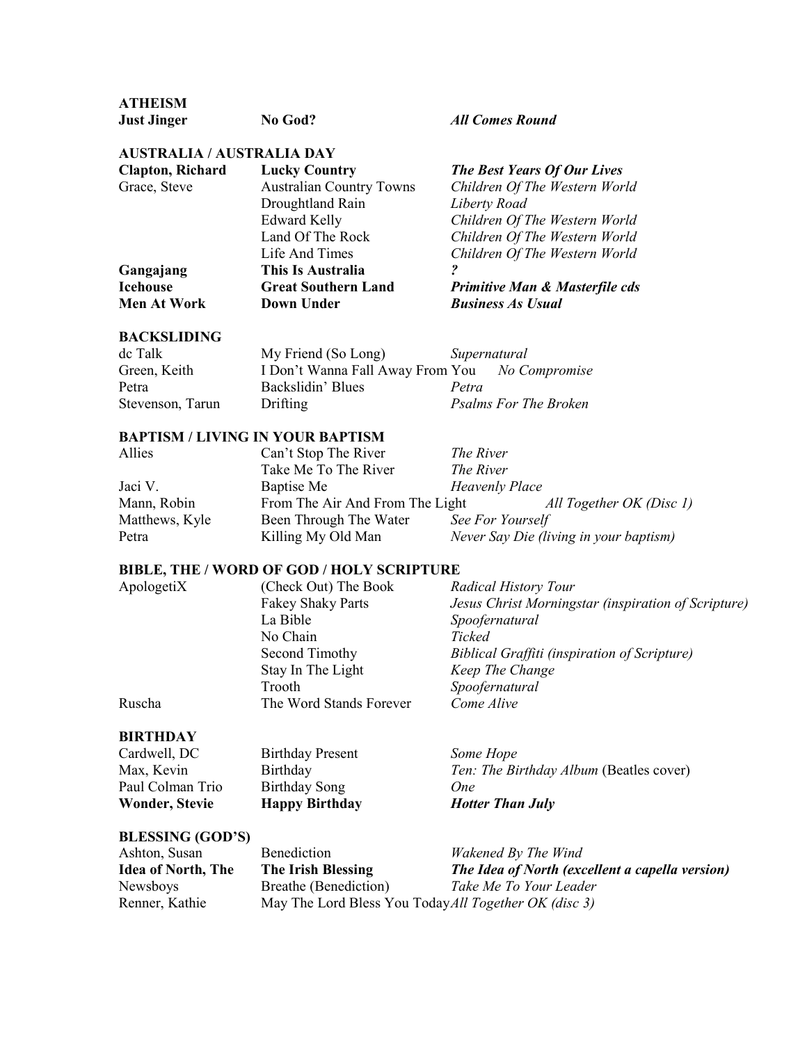**ATHEISM**

| | | |
|---|---|---|
| **Just Jinger** | **No God?** | ***All Comes Round*** |

**AUSTRALIA / AUSTRALIA DAY**

| | | |
|---|---|---|
| **Clapton, Richard** | **Lucky Country** | ***The Best Years Of Our Lives*** |
| Grace, Steve | Australian Country Towns | *Children Of The Western World* |
| | Droughtland Rain | *Liberty Road* |
| | Edward Kelly | *Children Of The Western World* |
| | Land Of The Rock | *Children Of The Western World* |
| | Life And Times | *Children Of The Western World* |
| **Gangajang** | **This Is Australia** | ***?*** |
| **Icehouse** | **Great Southern Land** | ***Primitive Man & Masterfile cds*** |
| **Men At Work** | **Down Under** | ***Business As Usual*** |

**BACKSLIDING**

| | | |
|---|---|---|
| dc Talk | My Friend (So Long) | *Supernatural* |
| Green, Keith | I Don't Wanna Fall Away From You | *No Compromise* |
| Petra | Backslidin' Blues | *Petra* |
| Stevenson, Tarun | Drifting | *Psalms For The Broken* |

**BAPTISM / LIVING IN YOUR BAPTISM**

| | | |
|---|---|---|
| Allies | Can't Stop The River | *The River* |
| | Take Me To The River | *The River* |
| Jaci V. | Baptise Me | *Heavenly Place* |
| Mann, Robin | From The Air And From The Light | *All Together OK (Disc 1)* |
| Matthews, Kyle | Been Through The Water | *See For Yourself* |
| Petra | Killing My Old Man | *Never Say Die (living in your baptism)* |

**BIBLE, THE / WORD OF GOD / HOLY SCRIPTURE**

| | | |
|---|---|---|
| ApologetiX | (Check Out) The Book | *Radical History Tour* |
| | Fakey Shaky Parts | *Jesus Christ Morningstar (inspiration of Scripture)* |
| | La Bible | *Spoofernatural* |
| | No Chain | *Ticked* |
| | Second Timothy | *Biblical Graffiti (inspiration of Scripture)* |
| | Stay In The Light | *Keep The Change* |
| | Trooth | *Spoofernatural* |
| Ruscha | The Word Stands Forever | *Come Alive* |

**BIRTHDAY**

| | | |
|---|---|---|
| Cardwell, DC | Birthday Present | *Some Hope* |
| Max, Kevin | Birthday | *Ten: The Birthday Album* (Beatles cover) |
| Paul Colman Trio | Birthday Song | *One* |
| **Wonder, Stevie** | **Happy Birthday** | ***Hotter Than July*** |

**BLESSING (GOD'S)**

| | | |
|---|---|---|
| Ashton, Susan | Benediction | *Wakened By The Wind* |
| **Idea of North, The** | **The Irish Blessing** | ***The Idea of North (excellent a capella version)*** |
| Newsboys | Breathe (Benediction) | *Take Me To Your Leader* |
| Renner, Kathie | May The Lord Bless You Today | *All Together OK (disc 3)* |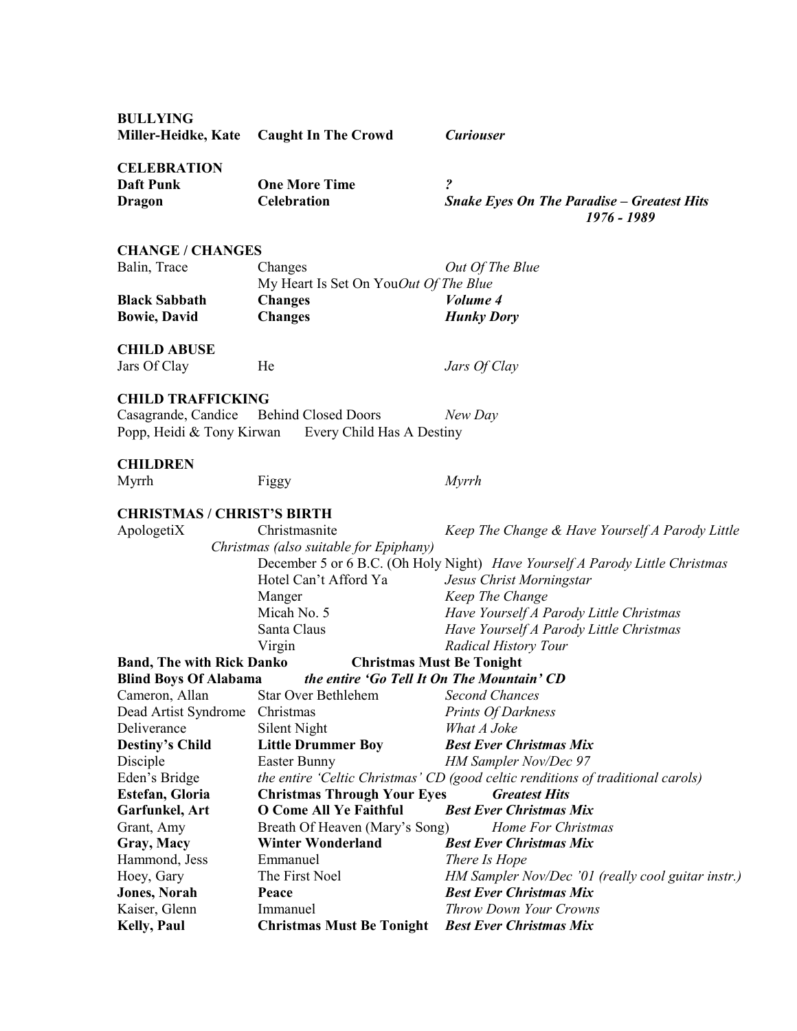**BULLYING**

| | | |
|---|---|---|
| **Miller-Heidke, Kate** | **Caught In The Crowd** | ***Curiouser*** |

**CELEBRATION**

| | | |
|---|---|---|
| **Daft Punk** | **One More Time** | ***?*** |
| **Dragon** | **Celebration** | ***Snake Eyes On The Paradise – Greatest Hits 1976 - 1989*** |

**CHANGE / CHANGES**

| | | |
|---|---|---|
| Balin, Trace | Changes | *Out Of The Blue* |
| | My Heart Is Set On You | *Out Of The Blue* |
| **Black Sabbath** | **Changes** | ***Volume 4*** |
| **Bowie, David** | **Changes** | ***Hunky Dory*** |

**CHILD ABUSE**

| | | |
|---|---|---|
| Jars Of Clay | He | *Jars Of Clay* |

**CHILD TRAFFICKING**

| | | |
|---|---|---|
| Casagrande, Candice | Behind Closed Doors | *New Day* |
| Popp, Heidi & Tony Kirwan | Every Child Has A Destiny | |

**CHILDREN**

| | | |
|---|---|---|
| Myrrh | Figgy | *Myrrh* |

**CHRISTMAS / CHRIST'S BIRTH**

| | | |
|---|---|---|
| ApologetiX | Christmasnite *(also suitable for Epiphany)* | *Keep The Change & Have Yourself A Parody Little Christmas* |
| | December 5 or 6 B.C. (Oh Holy Night) | *Have Yourself A Parody Little Christmas* |
| | Hotel Can't Afford Ya | *Jesus Christ Morningstar* |
| | Manger | *Keep The Change* |
| | Micah No. 5 | *Have Yourself A Parody Little Christmas* |
| | Santa Claus | *Have Yourself A Parody Little Christmas* |
| | Virgin | *Radical History Tour* |
| **Band, The with Rick Danko** | **Christmas Must Be Tonight** | |
| **Blind Boys Of Alabama** | ***the entire 'Go Tell It On The Mountain' CD*** | |
| Cameron, Allan | Star Over Bethlehem | *Second Chances* |
| Dead Artist Syndrome | Christmas | *Prints Of Darkness* |
| Deliverance | Silent Night | *What A Joke* |
| **Destiny's Child** | **Little Drummer Boy** | ***Best Ever Christmas Mix*** |
| Disciple | Easter Bunny | *HM Sampler Nov/Dec 97* |
| Eden's Bridge | *the entire 'Celtic Christmas' CD (good celtic renditions of traditional carols)* | |
| **Estefan, Gloria** | **Christmas Through Your Eyes** | ***Greatest Hits*** |
| **Garfunkel, Art** | **O Come All Ye Faithful** | ***Best Ever Christmas Mix*** |
| Grant, Amy | Breath Of Heaven (Mary's Song) | *Home For Christmas* |
| **Gray, Macy** | **Winter Wonderland** | ***Best Ever Christmas Mix*** |
| Hammond, Jess | Emmanuel | *There Is Hope* |
| Hoey, Gary | The First Noel | *HM Sampler Nov/Dec '01 (really cool guitar instr.)* |
| **Jones, Norah** | **Peace** | ***Best Ever Christmas Mix*** |
| Kaiser, Glenn | Immanuel | *Throw Down Your Crowns* |
| **Kelly, Paul** | **Christmas Must Be Tonight** | ***Best Ever Christmas Mix*** |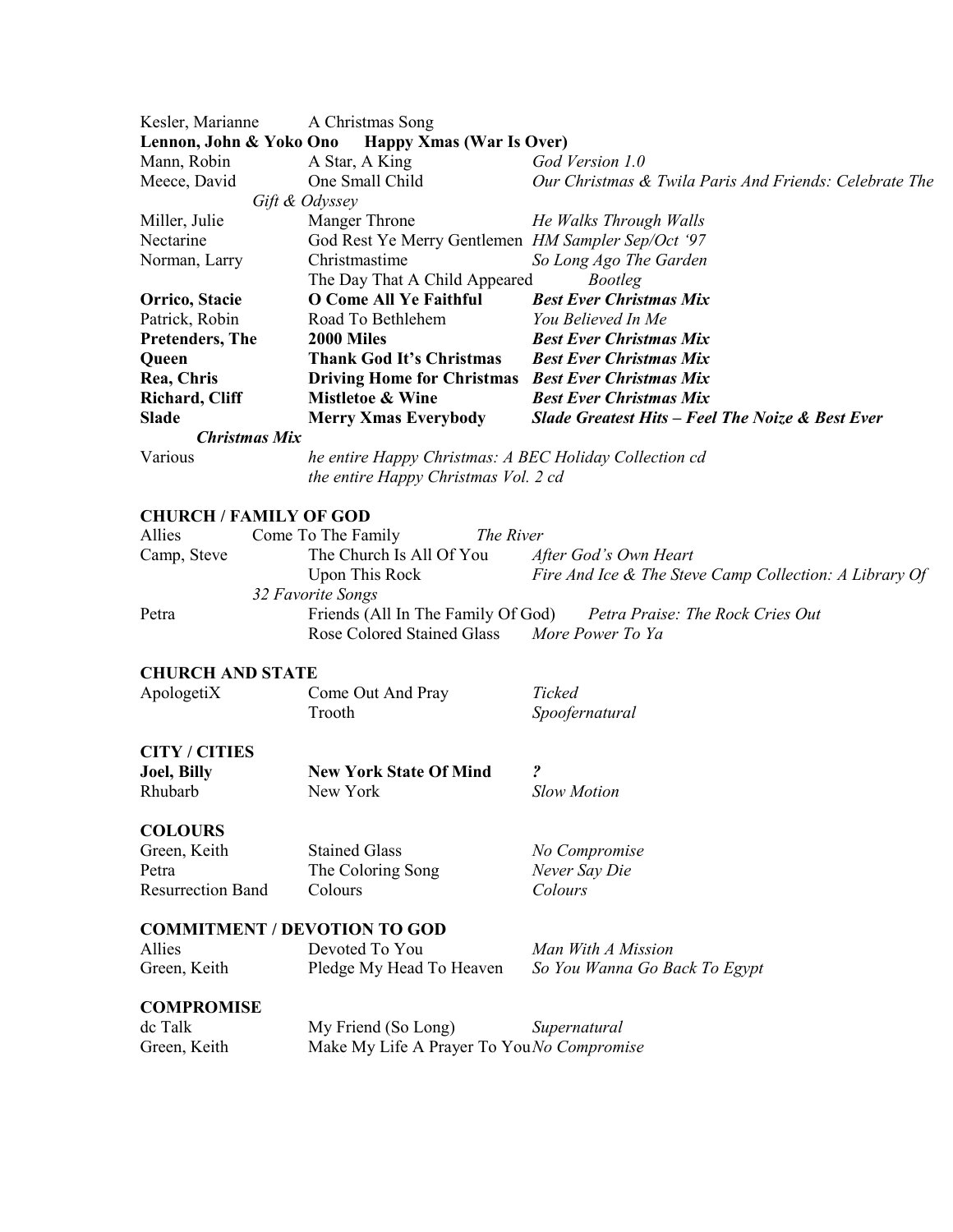| | | |
|---|---|---|
| Kesler, Marianne | A Christmas Song | |
| **Lennon, John & Yoko Ono** | **Happy Xmas (War Is Over)** | |
| Mann, Robin | A Star, A King | *God Version 1.0* |
| Meece, David | One Small Child | *Our Christmas & Twila Paris And Friends: Celebrate The Gift & Odyssey* |
| Miller, Julie | Manger Throne | *He Walks Through Walls* |
| Nectarine | God Rest Ye Merry Gentlemen | *HM Sampler Sep/Oct '97* |
| Norman, Larry | Christmastime | *So Long Ago The Garden* |
| | The Day That A Child Appeared | *Bootleg* |
| **Orrico, Stacie** | **O Come All Ye Faithful** | ***Best Ever Christmas Mix*** |
| Patrick, Robin | Road To Bethlehem | *You Believed In Me* |
| **Pretenders, The** | **2000 Miles** | ***Best Ever Christmas Mix*** |
| **Queen** | **Thank God It's Christmas** | ***Best Ever Christmas Mix*** |
| **Rea, Chris** | **Driving Home for Christmas** | ***Best Ever Christmas Mix*** |
| **Richard, Cliff** | **Mistletoe & Wine** | ***Best Ever Christmas Mix*** |
| **Slade** | **Merry Xmas Everybody** | ***Slade Greatest Hits – Feel The Noize & Best Ever Christmas Mix*** |
| Various | *he entire Happy Christmas: A BEC Holiday Collection cd* | |
| | *the entire Happy Christmas Vol. 2 cd* | |

**CHURCH / FAMILY OF GOD**

| | | |
|---|---|---|
| Allies | Come To The Family | *The River* |
| Camp, Steve | The Church Is All Of You | *After God's Own Heart* |
| | Upon This Rock | *Fire And Ice & The Steve Camp Collection: A Library Of 32 Favorite Songs* |
| Petra | Friends (All In The Family Of God) | *Petra Praise: The Rock Cries Out* |
| | Rose Colored Stained Glass | *More Power To Ya* |

**CHURCH AND STATE**

| | | |
|---|---|---|
| ApologetiX | Come Out And Pray | *Ticked* |
| | Trooth | *Spoofernatural* |

**CITY / CITIES**

| | | |
|---|---|---|
| **Joel, Billy** | **New York State Of Mind** | ***?*** |
| Rhubarb | New York | *Slow Motion* |

**COLOURS**

| | | |
|---|---|---|
| Green, Keith | Stained Glass | *No Compromise* |
| Petra | The Coloring Song | *Never Say Die* |
| Resurrection Band | Colours | *Colours* |

**COMMITMENT / DEVOTION TO GOD**

| | | |
|---|---|---|
| Allies | Devoted To You | *Man With A Mission* |
| Green, Keith | Pledge My Head To Heaven | *So You Wanna Go Back To Egypt* |

**COMPROMISE**

| | | |
|---|---|---|
| dc Talk | My Friend (So Long) | *Supernatural* |
| Green, Keith | Make My Life A Prayer To You | *No Compromise* |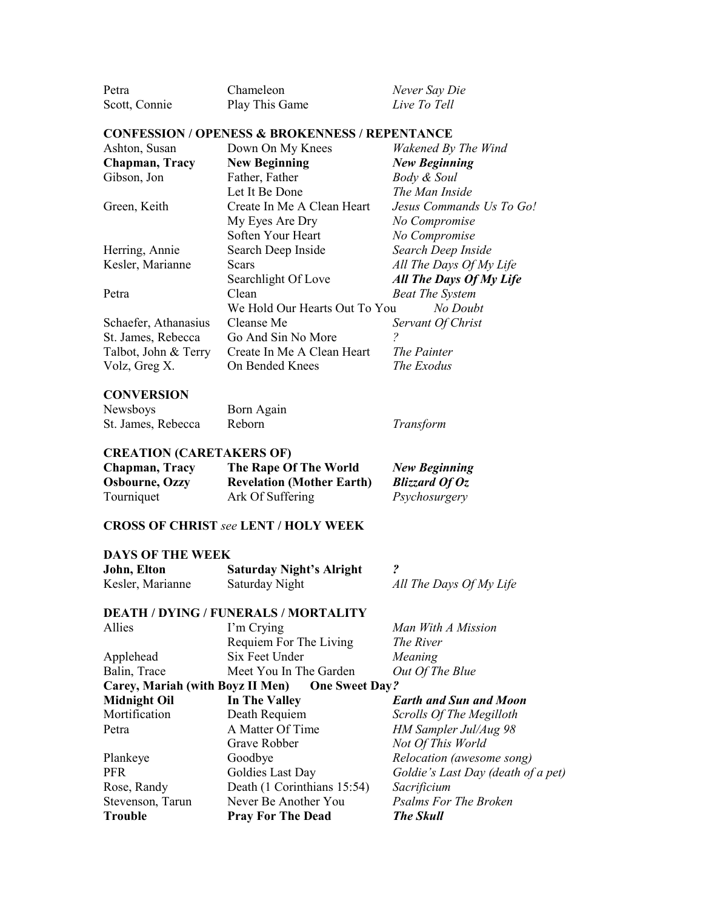| | | |
|---|---|---|
| Petra | Chameleon | *Never Say Die* |
| Scott, Connie | Play This Game | *Live To Tell* |

**CONFESSION / OPENESS & BROKENNESS / REPENTANCE**

| | | |
|---|---|---|
| Ashton, Susan | Down On My Knees | *Wakened By The Wind* |
| **Chapman, Tracy** | **New Beginning** | ***New Beginning*** |
| Gibson, Jon | Father, Father | *Body & Soul* |
| | Let It Be Done | *The Man Inside* |
| Green, Keith | Create In Me A Clean Heart | *Jesus Commands Us To Go!* |
| | My Eyes Are Dry | *No Compromise* |
| | Soften Your Heart | *No Compromise* |
| Herring, Annie | Search Deep Inside | *Search Deep Inside* |
| Kesler, Marianne | Scars | *All The Days Of My Life* |
| | Searchlight Of Love | ***All The Days Of My Life*** |
| Petra | Clean | *Beat The System* |
| | We Hold Our Hearts Out To You | *No Doubt* |
| Schaefer, Athanasius | Cleanse Me | *Servant Of Christ* |
| St. James, Rebecca | Go And Sin No More | *?* |
| Talbot, John & Terry | Create In Me A Clean Heart | *The Painter* |
| Volz, Greg X. | On Bended Knees | *The Exodus* |

**CONVERSION**

| | | |
|---|---|---|
| Newsboys | Born Again | |
| St. James, Rebecca | Reborn | *Transform* |

**CREATION (CARETAKERS OF)**

| | | |
|---|---|---|
| **Chapman, Tracy** | **The Rape Of The World** | ***New Beginning*** |
| **Osbourne, Ozzy** | **Revelation (Mother Earth)** | ***Blizzard Of Oz*** |
| Tourniquet | Ark Of Suffering | *Psychosurgery* |

**CROSS OF CHRIST** *see* **LENT / HOLY WEEK**

**DAYS OF THE WEEK**

| | | |
|---|---|---|
| **John, Elton** | **Saturday Night's Alright** | ***?*** |
| Kesler, Marianne | Saturday Night | *All The Days Of My Life* |

**DEATH / DYING / FUNERALS / MORTALITY**

| | | |
|---|---|---|
| Allies | I'm Crying | *Man With A Mission* |
| | Requiem For The Living | *The River* |
| Applehead | Six Feet Under | *Meaning* |
| Balin, Trace | Meet You In The Garden | *Out Of The Blue* |
| **Carey, Mariah (with Boyz II Men)** | **One Sweet Day** | ***?*** |
| **Midnight Oil** | **In The Valley** | ***Earth and Sun and Moon*** |
| Mortification | Death Requiem | *Scrolls Of The Megilloth* |
| Petra | A Matter Of Time | *HM Sampler Jul/Aug 98* |
| | Grave Robber | *Not Of This World* |
| Plankeye | Goodbye | *Relocation (awesome song)* |
| PFR | Goldies Last Day | *Goldie's Last Day (death of a pet)* |
| Rose, Randy | Death (1 Corinthians 15:54) | *Sacrificium* |
| Stevenson, Tarun | Never Be Another You | *Psalms For The Broken* |
| **Trouble** | **Pray For The Dead** | ***The Skull*** |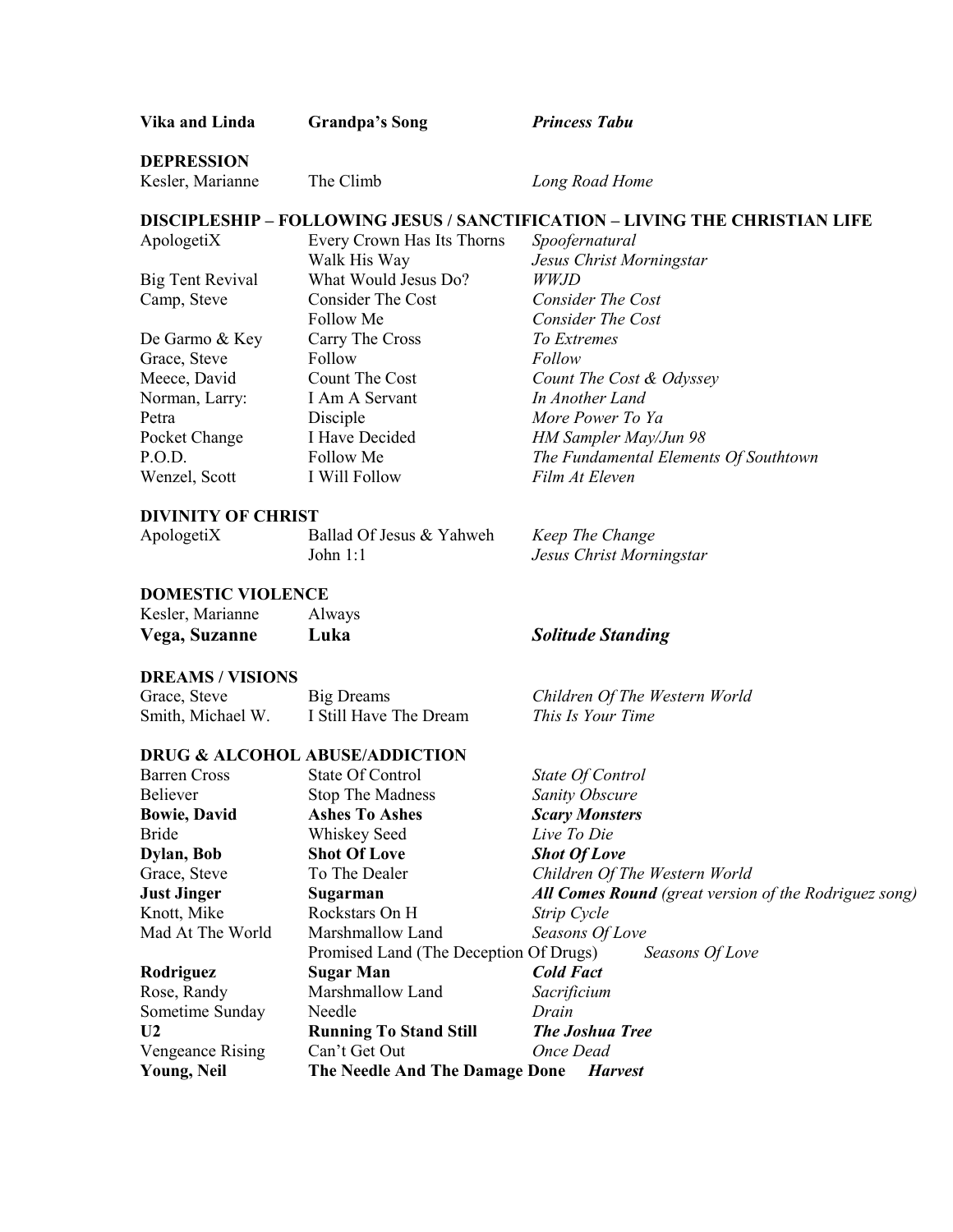| **Vika and Linda** | **Grandpa's Song** | ***Princess Tabu*** |
|---|---|---|

## DEPRESSION

| Kesler, Marianne | The Climb | *Long Road Home* |
|---|---|---|

## DISCIPLESHIP – FOLLOWING JESUS / SANCTIFICATION – LIVING THE CHRISTIAN LIFE

| ApologetiX | Every Crown Has Its Thorns | *Spoofernatural* |
|---|---|---|
| | Walk His Way | *Jesus Christ Morningstar* |
| Big Tent Revival | What Would Jesus Do? | *WWJD* |
| Camp, Steve | Consider The Cost | *Consider The Cost* |
| | Follow Me | *Consider The Cost* |
| De Garmo & Key | Carry The Cross | *To Extremes* |
| Grace, Steve | Follow | *Follow* |
| Meece, David | Count The Cost | *Count The Cost & Odyssey* |
| Norman, Larry: | I Am A Servant | *In Another Land* |
| Petra | Disciple | *More Power To Ya* |
| Pocket Change | I Have Decided | *HM Sampler May/Jun 98* |
| P.O.D. | Follow Me | *The Fundamental Elements Of Southtown* |
| Wenzel, Scott | I Will Follow | *Film At Eleven* |

## DIVINITY OF CHRIST

| ApologetiX | Ballad Of Jesus & Yahweh | *Keep The Change* |
|---|---|---|
| | John 1:1 | *Jesus Christ Morningstar* |

## DOMESTIC VIOLENCE

| Kesler, Marianne | Always | |
|---|---|---|
| **Vega, Suzanne** | **Luka** | ***Solitude Standing*** |

## DREAMS / VISIONS

| Grace, Steve | Big Dreams | *Children Of The Western World* |
|---|---|---|
| Smith, Michael W. | I Still Have The Dream | *This Is Your Time* |

## DRUG & ALCOHOL ABUSE/ADDICTION

| Barren Cross | State Of Control | *State Of Control* |
|---|---|---|
| Believer | Stop The Madness | *Sanity Obscure* |
| **Bowie, David** | **Ashes To Ashes** | ***Scary Monsters*** |
| Bride | Whiskey Seed | *Live To Die* |
| **Dylan, Bob** | **Shot Of Love** | ***Shot Of Love*** |
| Grace, Steve | To The Dealer | *Children Of The Western World* |
| **Just Jinger** | **Sugarman** | ***All Comes Round*** *(great version of the Rodriguez song)* |
| Knott, Mike | Rockstars On H | *Strip Cycle* |
| Mad At The World | Marshmallow Land | *Seasons Of Love* |
| | Promised Land (The Deception Of Drugs) | *Seasons Of Love* |
| **Rodriguez** | **Sugar Man** | ***Cold Fact*** |
| Rose, Randy | Marshmallow Land | *Sacrificium* |
| Sometime Sunday | Needle | *Drain* |
| **U2** | **Running To Stand Still** | ***The Joshua Tree*** |
| Vengeance Rising | Can't Get Out | *Once Dead* |
| **Young, Neil** | **The Needle And The Damage Done** | ***Harvest*** |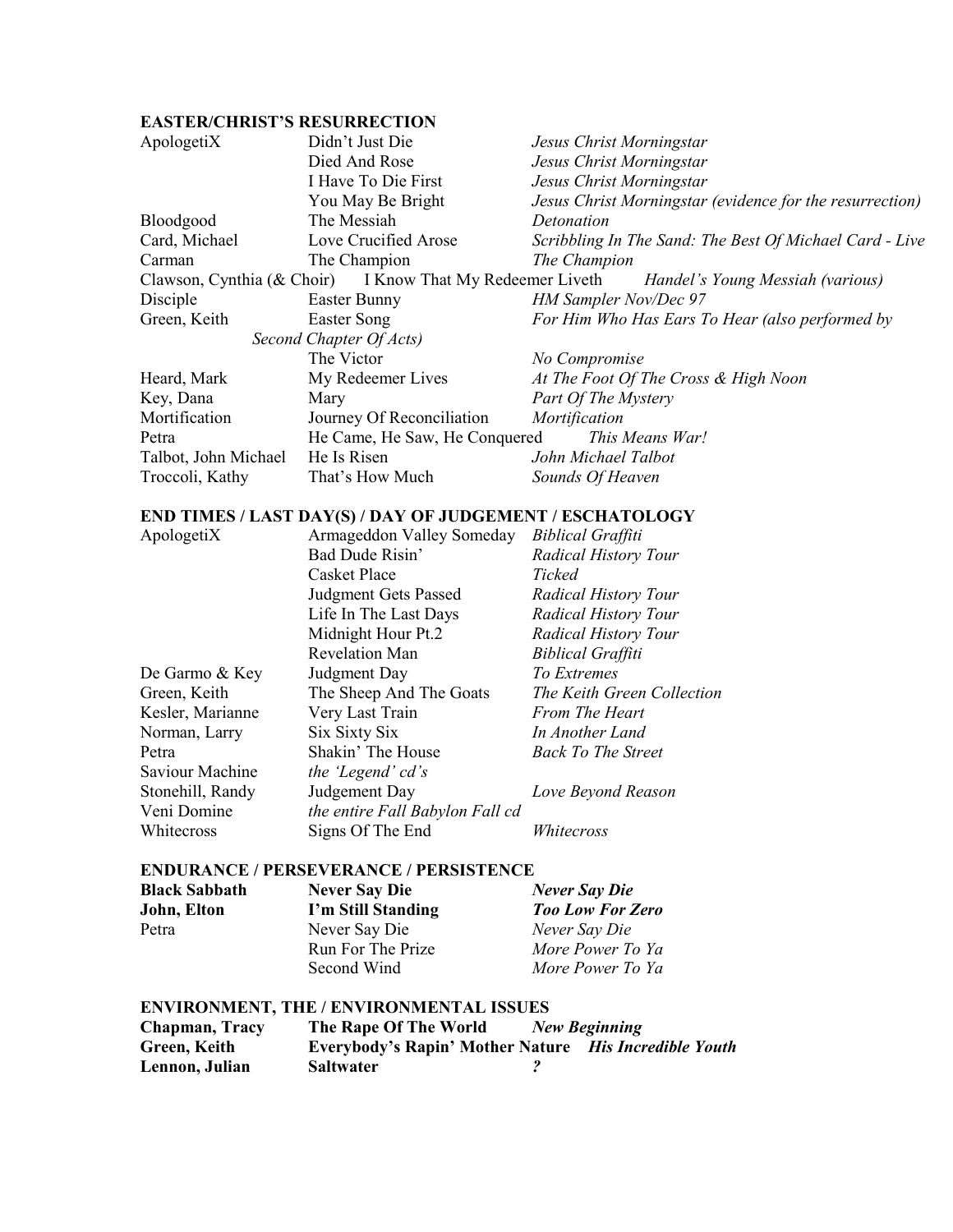**EASTER/CHRIST'S RESURRECTION**

| | | |
|---|---|---|
| ApologetiX | Didn't Just Die | *Jesus Christ Morningstar* |
| | Died And Rose | *Jesus Christ Morningstar* |
| | I Have To Die First | *Jesus Christ Morningstar* |
| | You May Be Bright | *Jesus Christ Morningstar (evidence for the resurrection)* |
| Bloodgood | The Messiah | *Detonation* |
| Card, Michael | Love Crucified Arose | *Scribbling In The Sand: The Best Of Michael Card - Live* |
| Carman | The Champion | *The Champion* |
| Clawson, Cynthia (& Choir) | I Know That My Redeemer Liveth | *Handel's Young Messiah (various)* |
| Disciple | Easter Bunny | *HM Sampler Nov/Dec 97* |
| Green, Keith | Easter Song | *For Him Who Has Ears To Hear (also performed by Second Chapter Of Acts)* |
| | The Victor | *No Compromise* |
| Heard, Mark | My Redeemer Lives | *At The Foot Of The Cross & High Noon* |
| Key, Dana | Mary | *Part Of The Mystery* |
| Mortification | Journey Of Reconciliation | *Mortification* |
| Petra | He Came, He Saw, He Conquered | *This Means War!* |
| Talbot, John Michael | He Is Risen | *John Michael Talbot* |
| Troccoli, Kathy | That's How Much | *Sounds Of Heaven* |

**END TIMES / LAST DAY(S) / DAY OF JUDGEMENT / ESCHATOLOGY**

| | | |
|---|---|---|
| ApologetiX | Armageddon Valley Someday | *Biblical Graffiti* |
| | Bad Dude Risin' | *Radical History Tour* |
| | Casket Place | *Ticked* |
| | Judgment Gets Passed | *Radical History Tour* |
| | Life In The Last Days | *Radical History Tour* |
| | Midnight Hour Pt.2 | *Radical History Tour* |
| | Revelation Man | *Biblical Graffiti* |
| De Garmo & Key | Judgment Day | *To Extremes* |
| Green, Keith | The Sheep And The Goats | *The Keith Green Collection* |
| Kesler, Marianne | Very Last Train | *From The Heart* |
| Norman, Larry | Six Sixty Six | *In Another Land* |
| Petra | Shakin' The House | *Back To The Street* |
| Saviour Machine | *the 'Legend' cd's* | |
| Stonehill, Randy | Judgement Day | *Love Beyond Reason* |
| Veni Domine | *the entire Fall Babylon Fall cd* | |
| Whitecross | Signs Of The End | *Whitecross* |

**ENDURANCE / PERSEVERANCE / PERSISTENCE**

| | | |
|---|---|---|
| **Black Sabbath** | **Never Say Die** | ***Never Say Die*** |
| **John, Elton** | **I'm Still Standing** | ***Too Low For Zero*** |
| Petra | Never Say Die | *Never Say Die* |
| | Run For The Prize | *More Power To Ya* |
| | Second Wind | *More Power To Ya* |

**ENVIRONMENT, THE / ENVIRONMENTAL ISSUES**

| | | |
|---|---|---|
| **Chapman, Tracy** | **The Rape Of The World** | ***New Beginning*** |
| **Green, Keith** | **Everybody's Rapin' Mother Nature** | ***His Incredible Youth*** |
| **Lennon, Julian** | **Saltwater** | ***?*** |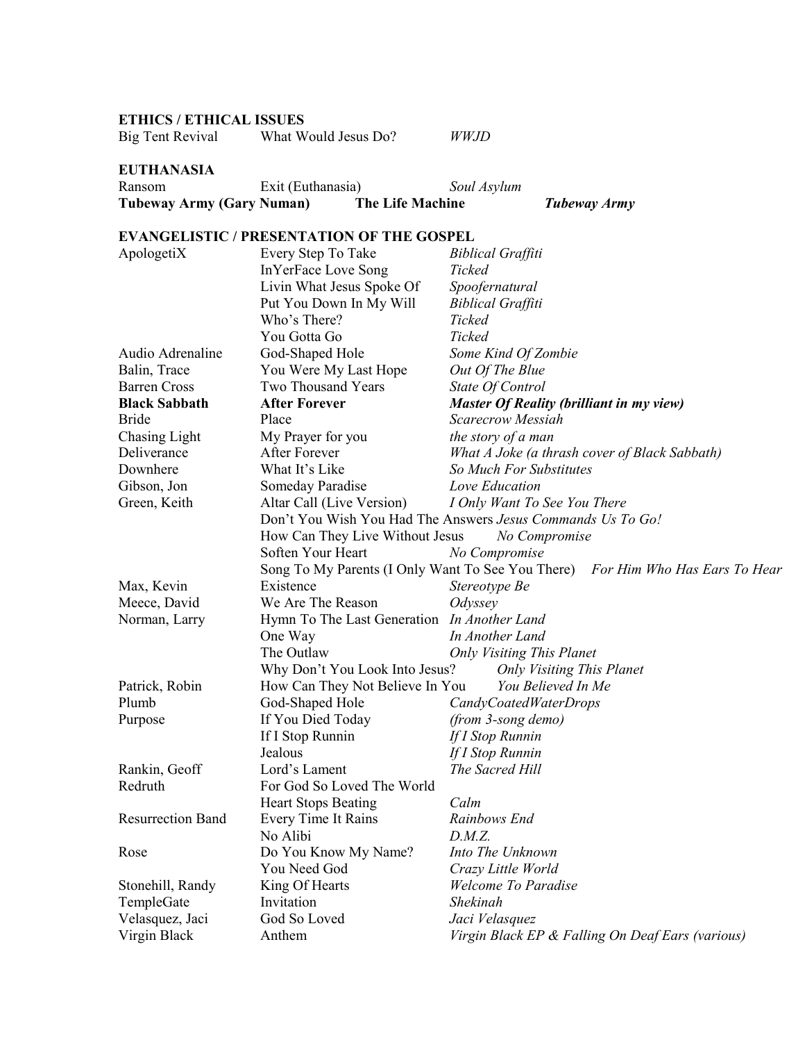**ETHICS / ETHICAL ISSUES**

| | | |
|---|---|---|
| Big Tent Revival | What Would Jesus Do? | *WWJD* |

**EUTHANASIA**

| | | |
|---|---|---|
| Ransom | Exit (Euthanasia) | *Soul Asylum* |
| **Tubeway Army (Gary Numan)** | **The Life Machine** | ***Tubeway Army*** |

**EVANGELISTIC / PRESENTATION OF THE GOSPEL**

| | | |
|---|---|---|
| ApologetiX | Every Step To Take | *Biblical Graffiti* |
| | InYerFace Love Song | *Ticked* |
| | Livin What Jesus Spoke Of | *Spoofernatural* |
| | Put You Down In My Will | *Biblical Graffiti* |
| | Who's There? | *Ticked* |
| | You Gotta Go | *Ticked* |
| Audio Adrenaline | God-Shaped Hole | *Some Kind Of Zombie* |
| Balin, Trace | You Were My Last Hope | *Out Of The Blue* |
| Barren Cross | Two Thousand Years | *State Of Control* |
| **Black Sabbath** | **After Forever** | ***Master Of Reality (brilliant in my view)*** |
| Bride | Place | *Scarecrow Messiah* |
| Chasing Light | My Prayer for you | *the story of a man* |
| Deliverance | After Forever | *What A Joke (a thrash cover of Black Sabbath)* |
| Downhere | What It's Like | *So Much For Substitutes* |
| Gibson, Jon | Someday Paradise | *Love Education* |
| Green, Keith | Altar Call (Live Version) | *I Only Want To See You There* |
| | Don't You Wish You Had The Answers | *Jesus Commands Us To Go!* |
| | How Can They Live Without Jesus | *No Compromise* |
| | Soften Your Heart | *No Compromise* |
| | Song To My Parents (I Only Want To See You There) | *For Him Who Has Ears To Hear* |
| Max, Kevin | Existence | *Stereotype Be* |
| Meece, David | We Are The Reason | *Odyssey* |
| Norman, Larry | Hymn To The Last Generation | *In Another Land* |
| | One Way | *In Another Land* |
| | The Outlaw | *Only Visiting This Planet* |
| | Why Don't You Look Into Jesus? | *Only Visiting This Planet* |
| Patrick, Robin | How Can They Not Believe In You | *You Believed In Me* |
| Plumb | God-Shaped Hole | *CandyCoatedWaterDrops* |
| Purpose | If You Died Today | *(from 3-song demo)* |
| | If I Stop Runnin | *If I Stop Runnin* |
| | Jealous | *If I Stop Runnin* |
| Rankin, Geoff | Lord's Lament | *The Sacred Hill* |
| Redruth | For God So Loved The World | |
| | Heart Stops Beating | *Calm* |
| Resurrection Band | Every Time It Rains | *Rainbows End* |
| | No Alibi | *D.M.Z.* |
| Rose | Do You Know My Name? | *Into The Unknown* |
| | You Need God | *Crazy Little World* |
| Stonehill, Randy | King Of Hearts | *Welcome To Paradise* |
| TempleGate | Invitation | *Shekinah* |
| Velasquez, Jaci | God So Loved | *Jaci Velasquez* |
| Virgin Black | Anthem | *Virgin Black EP & Falling On Deaf Ears (various)* |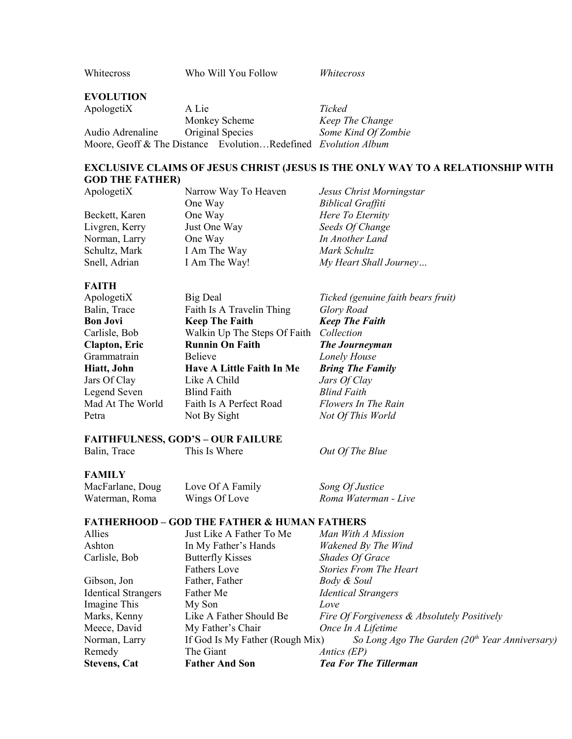| | | |
|---|---|---|
| Whitecross | Who Will You Follow | *Whitecross* |

**EVOLUTION**

| | | |
|---|---|---|
| ApologetiX | A Lie | *Ticked* |
| | Monkey Scheme | *Keep The Change* |
| Audio Adrenaline | Original Species | *Some Kind Of Zombie* |
| Moore, Geoff & The Distance | Evolution…Redefined | *Evolution Album* |

**EXCLUSIVE CLAIMS OF JESUS CHRIST (JESUS IS THE ONLY WAY TO A RELATIONSHIP WITH GOD THE FATHER)**

| | | |
|---|---|---|
| ApologetiX | Narrow Way To Heaven | *Jesus Christ Morningstar* |
| | One Way | *Biblical Graffiti* |
| Beckett, Karen | One Way | *Here To Eternity* |
| Livgren, Kerry | Just One Way | *Seeds Of Change* |
| Norman, Larry | One Way | *In Another Land* |
| Schultz, Mark | I Am The Way | *Mark Schultz* |
| Snell, Adrian | I Am The Way! | *My Heart Shall Journey…* |

**FAITH**

| | | |
|---|---|---|
| ApologetiX | Big Deal | *Ticked (genuine faith bears fruit)* |
| Balin, Trace | Faith Is A Travelin Thing | *Glory Road* |
| **Bon Jovi** | **Keep The Faith** | ***Keep The Faith*** |
| Carlisle, Bob | Walkin Up The Steps Of Faith | *Collection* |
| **Clapton, Eric** | **Runnin On Faith** | ***The Journeyman*** |
| Grammatrain | Believe | *Lonely House* |
| **Hiatt, John** | **Have A Little Faith In Me** | ***Bring The Family*** |
| Jars Of Clay | Like A Child | *Jars Of Clay* |
| Legend Seven | Blind Faith | *Blind Faith* |
| Mad At The World | Faith Is A Perfect Road | *Flowers In The Rain* |
| Petra | Not By Sight | *Not Of This World* |

**FAITHFULNESS, GOD'S – OUR FAILURE**

| | | |
|---|---|---|
| Balin, Trace | This Is Where | *Out Of The Blue* |

**FAMILY**

| | | |
|---|---|---|
| MacFarlane, Doug | Love Of A Family | *Song Of Justice* |
| Waterman, Roma | Wings Of Love | *Roma Waterman - Live* |

**FATHERHOOD – GOD THE FATHER & HUMAN FATHERS**

| | | |
|---|---|---|
| Allies | Just Like A Father To Me | *Man With A Mission* |
| Ashton | In My Father's Hands | *Wakened By The Wind* |
| Carlisle, Bob | Butterfly Kisses | *Shades Of Grace* |
| | Fathers Love | *Stories From The Heart* |
| Gibson, Jon | Father, Father | *Body & Soul* |
| Identical Strangers | Father Me | *Identical Strangers* |
| Imagine This | My Son | *Love* |
| Marks, Kenny | Like A Father Should Be | *Fire Of Forgiveness & Absolutely Positively* |
| Meece, David | My Father's Chair | *Once In A Lifetime* |
| Norman, Larry | If God Is My Father (Rough Mix) | *So Long Ago The Garden (20th Year Anniversary)* |
| Remedy | The Giant | *Antics (EP)* |
| **Stevens, Cat** | **Father And Son** | ***Tea For The Tillerman*** |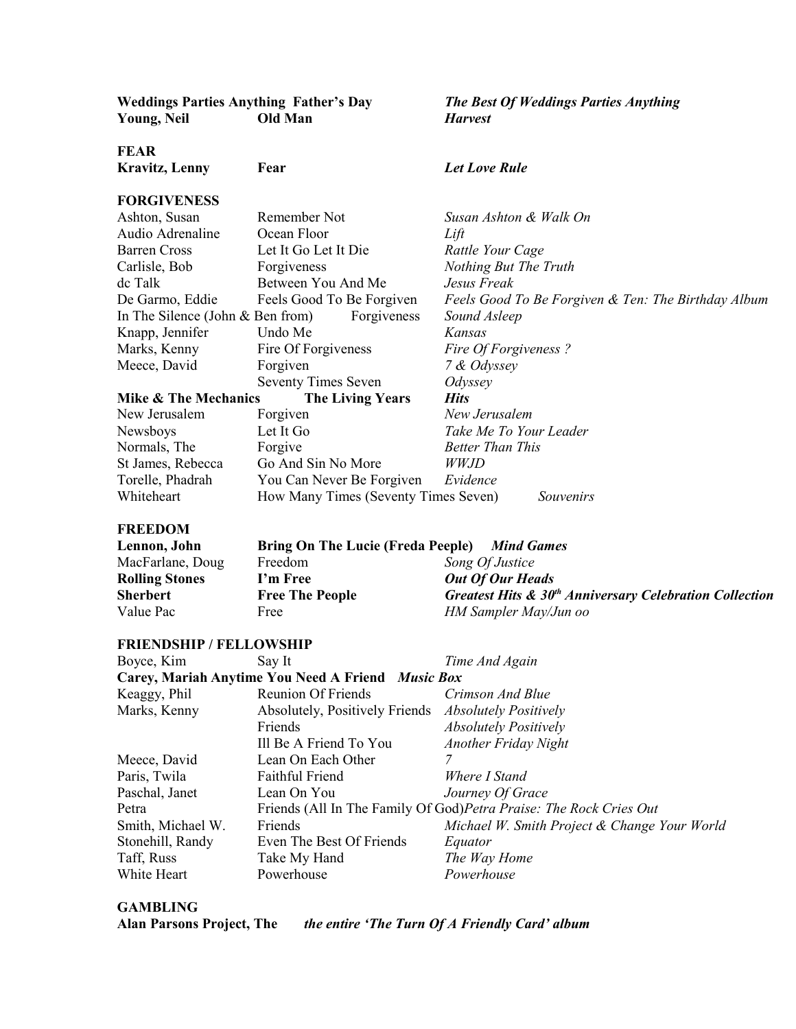| | | |
|---|---|---|
| **Weddings Parties Anything** | **Father's Day** | ***The Best Of Weddings Parties Anything*** |
| **Young, Neil** | **Old Man** | ***Harvest*** |

## FEAR

| | | |
|---|---|---|
| **Kravitz, Lenny** | **Fear** | ***Let Love Rule*** |

## FORGIVENESS

| | | |
|---|---|---|
| Ashton, Susan | Remember Not | *Susan Ashton & Walk On* |
| Audio Adrenaline | Ocean Floor | *Lift* |
| Barren Cross | Let It Go Let It Die | *Rattle Your Cage* |
| Carlisle, Bob | Forgiveness | *Nothing But The Truth* |
| dc Talk | Between You And Me | *Jesus Freak* |
| De Garmo, Eddie | Feels Good To Be Forgiven | *Feels Good To Be Forgiven & Ten: The Birthday Album* |
| In The Silence (John & Ben from) | Forgiveness | *Sound Asleep* |
| Knapp, Jennifer | Undo Me | *Kansas* |
| Marks, Kenny | Fire Of Forgiveness | *Fire Of Forgiveness ?* |
| Meece, David | Forgiven | *7 & Odyssey* |
| | Seventy Times Seven | *Odyssey* |
| **Mike & The Mechanics** | **The Living Years** | ***Hits*** |
| New Jerusalem | Forgiven | *New Jerusalem* |
| Newsboys | Let It Go | *Take Me To Your Leader* |
| Normals, The | Forgive | *Better Than This* |
| St James, Rebecca | Go And Sin No More | *WWJD* |
| Torelle, Phadrah | You Can Never Be Forgiven | *Evidence* |
| Whiteheart | How Many Times (Seventy Times Seven) | *Souvenirs* |

## FREEDOM

| | | |
|---|---|---|
| **Lennon, John** | **Bring On The Lucie (Freda Peeple)** | ***Mind Games*** |
| MacFarlane, Doug | Freedom | *Song Of Justice* |
| **Rolling Stones** | **I'm Free** | ***Out Of Our Heads*** |
| **Sherbert** | **Free The People** | ***Greatest Hits & 30th Anniversary Celebration Collection*** |
| Value Pac | Free | *HM Sampler May/Jun oo* |

## FRIENDSHIP / FELLOWSHIP

| | | |
|---|---|---|
| Boyce, Kim | Say It | *Time And Again* |
| **Carey, Mariah** | **Anytime You Need A Friend** | ***Music Box*** |
| Keaggy, Phil | Reunion Of Friends | *Crimson And Blue* |
| Marks, Kenny | Absolutely, Positively Friends | *Absolutely Positively* |
| | Friends | *Absolutely Positively* |
| | Ill Be A Friend To You | *Another Friday Night* |
| Meece, David | Lean On Each Other | *7* |
| Paris, Twila | Faithful Friend | *Where I Stand* |
| Paschal, Janet | Lean On You | *Journey Of Grace* |
| Petra | Friends (All In The Family Of God) | *Petra Praise: The Rock Cries Out* |
| Smith, Michael W. | Friends | *Michael W. Smith Project & Change Your World* |
| Stonehill, Randy | Even The Best Of Friends | *Equator* |
| Taff, Russ | Take My Hand | *The Way Home* |
| White Heart | Powerhouse | *Powerhouse* |

## GAMBLING

**Alan Parsons Project, The** ***the entire 'The Turn Of A Friendly Card' album***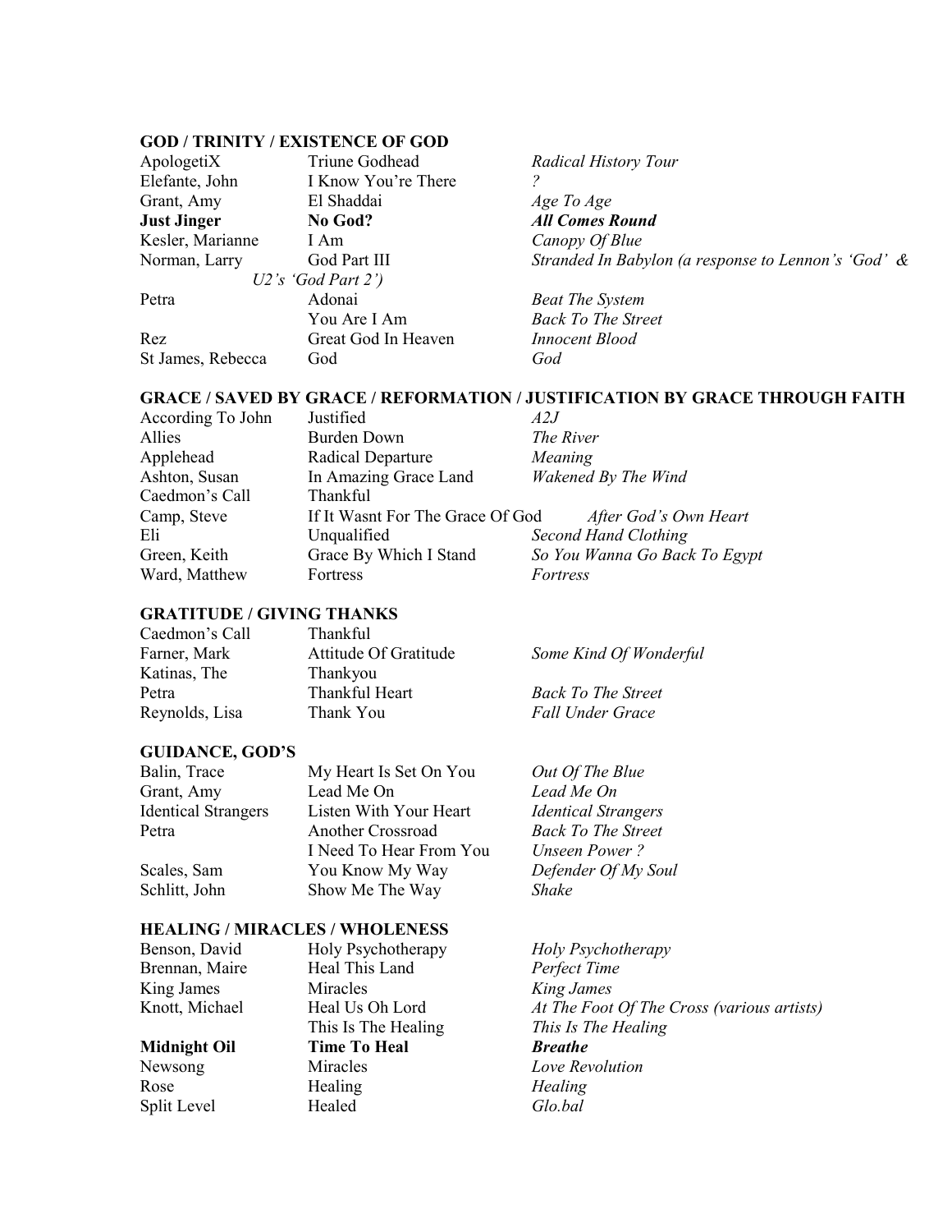## GOD / TRINITY / EXISTENCE OF GOD

| Artist | Song | Album |
|---|---|---|
| ApologetiX | Triune Godhead | *Radical History Tour* |
| Elefante, John | I Know You're There | *?* |
| Grant, Amy | El Shaddai | *Age To Age* |
| **Just Jinger** | **No God?** | ***All Comes Round*** |
| Kesler, Marianne | I Am | *Canopy Of Blue* |
| Norman, Larry | God Part III | *Stranded In Babylon (a response to Lennon's 'God' & U2's 'God Part 2')* |
| Petra | Adonai | *Beat The System* |
| | You Are I Am | *Back To The Street* |
| Rez | Great God In Heaven | *Innocent Blood* |
| St James, Rebecca | God | *God* |

## GRACE / SAVED BY GRACE / REFORMATION / JUSTIFICATION BY GRACE THROUGH FAITH

| Artist | Song | Album |
|---|---|---|
| According To John | Justified | *A2J* |
| Allies | Burden Down | *The River* |
| Applehead | Radical Departure | *Meaning* |
| Ashton, Susan | In Amazing Grace Land | *Wakened By The Wind* |
| Caedmon's Call | Thankful | |
| Camp, Steve | If It Wasnt For The Grace Of God | *After God's Own Heart* |
| Eli | Unqualified | *Second Hand Clothing* |
| Green, Keith | Grace By Which I Stand | *So You Wanna Go Back To Egypt* |
| Ward, Matthew | Fortress | *Fortress* |

## GRATITUDE / GIVING THANKS

| Artist | Song | Album |
|---|---|---|
| Caedmon's Call | Thankful | |
| Farner, Mark | Attitude Of Gratitude | *Some Kind Of Wonderful* |
| Katinas, The | Thankyou | |
| Petra | Thankful Heart | *Back To The Street* |
| Reynolds, Lisa | Thank You | *Fall Under Grace* |

## GUIDANCE, GOD'S

| Artist | Song | Album |
|---|---|---|
| Balin, Trace | My Heart Is Set On You | *Out Of The Blue* |
| Grant, Amy | Lead Me On | *Lead Me On* |
| Identical Strangers | Listen With Your Heart | *Identical Strangers* |
| Petra | Another Crossroad | *Back To The Street* |
| | I Need To Hear From You | *Unseen Power ?* |
| Scales, Sam | You Know My Way | *Defender Of My Soul* |
| Schlitt, John | Show Me The Way | *Shake* |

## HEALING / MIRACLES / WHOLENESS

| Artist | Song | Album |
|---|---|---|
| Benson, David | Holy Psychotherapy | *Holy Psychotherapy* |
| Brennan, Maire | Heal This Land | *Perfect Time* |
| King James | Miracles | *King James* |
| Knott, Michael | Heal Us Oh Lord | *At The Foot Of The Cross (various artists)* |
| | This Is The Healing | *This Is The Healing* |
| **Midnight Oil** | **Time To Heal** | ***Breathe*** |
| Newsong | Miracles | *Love Revolution* |
| Rose | Healing | *Healing* |
| Split Level | Healed | *Glo.bal* |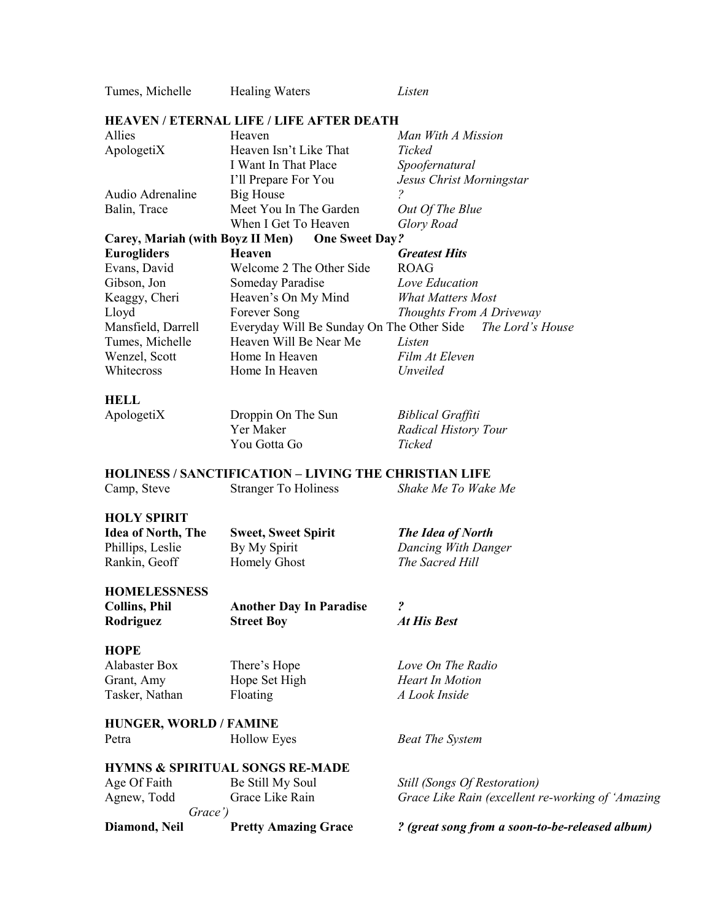| | | |
|---|---|---|
| Tumes, Michelle | Healing Waters | *Listen* |

**HEAVEN / ETERNAL LIFE / LIFE AFTER DEATH**

| | | |
|---|---|---|
| Allies | Heaven | *Man With A Mission* |
| ApologetiX | Heaven Isn't Like That | *Ticked* |
| | I Want In That Place | *Spoofernatural* |
| | I'll Prepare For You | *Jesus Christ Morningstar* |
| Audio Adrenaline | Big House | *?* |
| Balin, Trace | Meet You In The Garden | *Out Of The Blue* |
| | When I Get To Heaven | *Glory Road* |
| **Carey, Mariah (with Boyz II Men)** | **One Sweet Day** | ***?*** |
| **Eurogliders** | **Heaven** | ***Greatest Hits*** |
| Evans, David | Welcome 2 The Other Side | ROAG |
| Gibson, Jon | Someday Paradise | *Love Education* |
| Keaggy, Cheri | Heaven's On My Mind | *What Matters Most* |
| Lloyd | Forever Song | *Thoughts From A Driveway* |
| Mansfield, Darrell | Everyday Will Be Sunday On The Other Side | *The Lord's House* |
| Tumes, Michelle | Heaven Will Be Near Me | *Listen* |
| Wenzel, Scott | Home In Heaven | *Film At Eleven* |
| Whitecross | Home In Heaven | *Unveiled* |

**HELL**

| | | |
|---|---|---|
| ApologetiX | Droppin On The Sun | *Biblical Graffiti* |
| | Yer Maker | *Radical History Tour* |
| | You Gotta Go | *Ticked* |

**HOLINESS / SANCTIFICATION – LIVING THE CHRISTIAN LIFE**

| | | |
|---|---|---|
| Camp, Steve | Stranger To Holiness | *Shake Me To Wake Me* |

**HOLY SPIRIT**

| | | |
|---|---|---|
| **Idea of North, The** | **Sweet, Sweet Spirit** | ***The Idea of North*** |
| Phillips, Leslie | By My Spirit | *Dancing With Danger* |
| Rankin, Geoff | Homely Ghost | *The Sacred Hill* |

**HOMELESSNESS**

| | | |
|---|---|---|
| **Collins, Phil** | **Another Day In Paradise** | ***?*** |
| **Rodriguez** | **Street Boy** | ***At His Best*** |

**HOPE**

| | | |
|---|---|---|
| Alabaster Box | There's Hope | *Love On The Radio* |
| Grant, Amy | Hope Set High | *Heart In Motion* |
| Tasker, Nathan | Floating | *A Look Inside* |

**HUNGER, WORLD / FAMINE**

| | | |
|---|---|---|
| Petra | Hollow Eyes | *Beat The System* |

**HYMNS & SPIRITUAL SONGS RE-MADE**

| | | |
|---|---|---|
| Age Of Faith | Be Still My Soul | *Still (Songs Of Restoration)* |
| Agnew, Todd | Grace Like Rain | *Grace Like Rain (excellent re-working of 'Amazing Grace')* |
| **Diamond, Neil** | **Pretty Amazing Grace** | ***? (great song from a soon-to-be-released album)*** |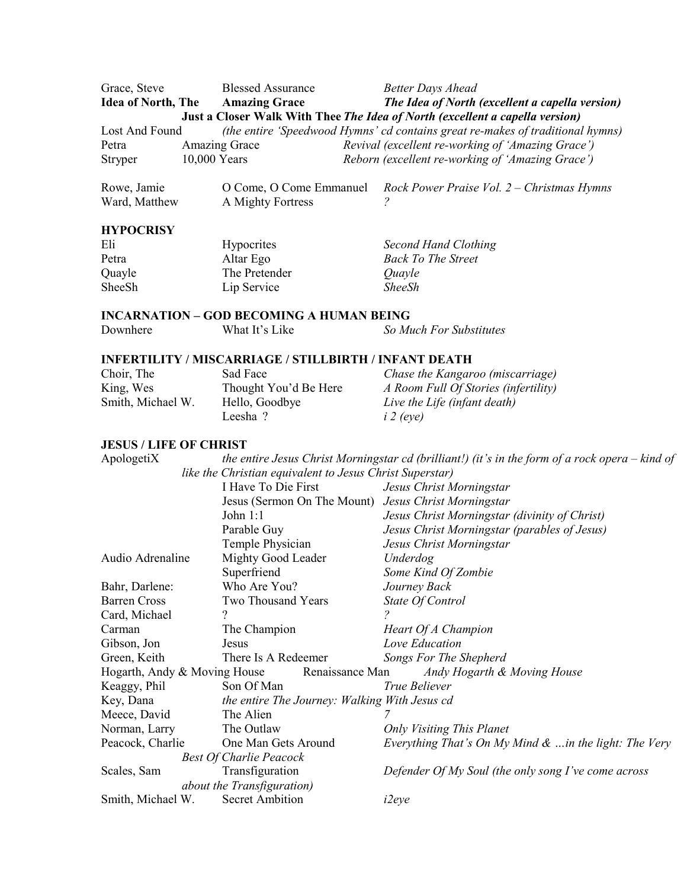| Artist | Song | Album |
|---|---|---|
| Grace, Steve | Blessed Assurance | *Better Days Ahead* |
| **Idea of North, The** | **Amazing Grace** | ***The Idea of North (excellent a capella version)*** |
| | **Just a Closer Walk With Thee** | ***The Idea of North (excellent a capella version)*** |
| Lost And Found | | *(the entire 'Speedwood Hymns' cd contains great re-makes of traditional hymns)* |
| Petra | Amazing Grace | *Revival (excellent re-working of 'Amazing Grace')* |
| Stryper | 10,000 Years | *Reborn (excellent re-working of 'Amazing Grace')* |
| Rowe, Jamie | O Come, O Come Emmanuel | *Rock Power Praise Vol. 2 – Christmas Hymns* |
| Ward, Matthew | A Mighty Fortress | *?* |

### HYPOCRISY

| Artist | Song | Album |
|---|---|---|
| Eli | Hypocrites | *Second Hand Clothing* |
| Petra | Altar Ego | *Back To The Street* |
| Quayle | The Pretender | *Quayle* |
| SheeSh | Lip Service | *SheeSh* |

### INCARNATION – GOD BECOMING A HUMAN BEING

| Artist | Song | Album |
|---|---|---|
| Downhere | What It's Like | *So Much For Substitutes* |

### INFERTILITY / MISCARRIAGE / STILLBIRTH / INFANT DEATH

| Artist | Song | Album |
|---|---|---|
| Choir, The | Sad Face | *Chase the Kangaroo (miscarriage)* |
| King, Wes | Thought You'd Be Here | *A Room Full Of Stories (infertility)* |
| Smith, Michael W. | Hello, Goodbye | *Live the Life (infant death)* |
| | Leesha ? | *i 2 (eye)* |

### JESUS / LIFE OF CHRIST

| Artist | Song | Album |
|---|---|---|
| ApologetiX | *the entire Jesus Christ Morningstar cd (brilliant!) (it's in the form of a rock opera – kind of like the Christian equivalent to Jesus Christ Superstar)* | |
| | I Have To Die First | *Jesus Christ Morningstar* |
| | Jesus (Sermon On The Mount) | *Jesus Christ Morningstar* |
| | John 1:1 | *Jesus Christ Morningstar (divinity of Christ)* |
| | Parable Guy | *Jesus Christ Morningstar (parables of Jesus)* |
| | Temple Physician | *Jesus Christ Morningstar* |
| Audio Adrenaline | Mighty Good Leader | *Underdog* |
| | Superfriend | *Some Kind Of Zombie* |
| Bahr, Darlene: | Who Are You? | *Journey Back* |
| Barren Cross | Two Thousand Years | *State Of Control* |
| Card, Michael | ? | *?* |
| Carman | The Champion | *Heart Of A Champion* |
| Gibson, Jon | Jesus | *Love Education* |
| Green, Keith | There Is A Redeemer | *Songs For The Shepherd* |
| Hogarth, Andy & Moving House | Renaissance Man | *Andy Hogarth & Moving House* |
| Keaggy, Phil | Son Of Man | *True Believer* |
| Key, Dana | *the entire The Journey: Walking With Jesus cd* | |
| Meece, David | The Alien | *7* |
| Norman, Larry | The Outlaw | *Only Visiting This Planet* |
| Peacock, Charlie | One Man Gets Around | *Everything That's On My Mind & …in the light: The Very Best Of Charlie Peacock* |
| Scales, Sam | Transfiguration | *Defender Of My Soul (the only song I've come across about the Transfiguration)* |
| Smith, Michael W. | Secret Ambition | *i2eye* |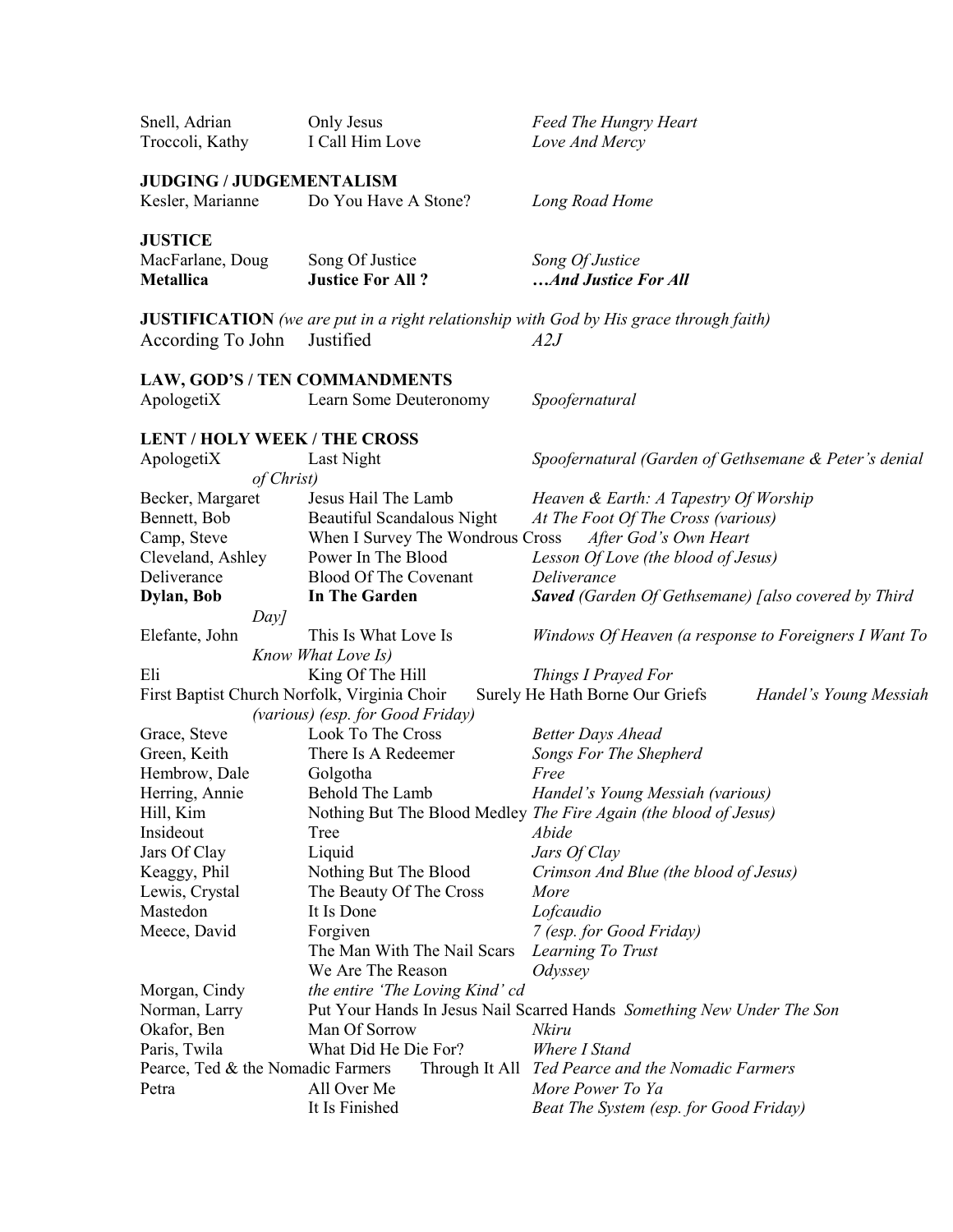| | | |
|---|---|---|
| Snell, Adrian | Only Jesus | *Feed The Hungry Heart* |
| Troccoli, Kathy | I Call Him Love | *Love And Mercy* |

**JUDGING / JUDGEMENTALISM**

| | | |
|---|---|---|
| Kesler, Marianne | Do You Have A Stone? | *Long Road Home* |

**JUSTICE**

| | | |
|---|---|---|
| MacFarlane, Doug | Song Of Justice | *Song Of Justice* |
| **Metallica** | **Justice For All ?** | ***…And Justice For All*** |

**JUSTIFICATION** *(we are put in a right relationship with God by His grace through faith)*

| | | |
|---|---|---|
| According To John | Justified | *A2J* |

**LAW, GOD'S / TEN COMMANDMENTS**

| | | |
|---|---|---|
| ApologetiX | Learn Some Deuteronomy | *Spoofernatural* |

**LENT / HOLY WEEK / THE CROSS**

| | | |
|---|---|---|
| ApologetiX | Last Night | *Spoofernatural (Garden of Gethsemane & Peter's denial of Christ)* |
| Becker, Margaret | Jesus Hail The Lamb | *Heaven & Earth: A Tapestry Of Worship* |
| Bennett, Bob | Beautiful Scandalous Night | *At The Foot Of The Cross (various)* |
| Camp, Steve | When I Survey The Wondrous Cross | *After God's Own Heart* |
| Cleveland, Ashley | Power In The Blood | *Lesson Of Love (the blood of Jesus)* |
| Deliverance | Blood Of The Covenant | *Deliverance* |
| **Dylan, Bob** | **In The Garden** | ***Saved** (Garden Of Gethsemane) [also covered by Third Day]* |
| Elefante, John | This Is What Love Is | *Windows Of Heaven (a response to Foreigners I Want To Know What Love Is)* |
| Eli | King Of The Hill | *Things I Prayed For* |
| First Baptist Church Norfolk, Virginia Choir | Surely He Hath Borne Our Griefs | *Handel's Young Messiah (various) (esp. for Good Friday)* |
| Grace, Steve | Look To The Cross | *Better Days Ahead* |
| Green, Keith | There Is A Redeemer | *Songs For The Shepherd* |
| Hembrow, Dale | Golgotha | *Free* |
| Herring, Annie | Behold The Lamb | *Handel's Young Messiah (various)* |
| Hill, Kim | Nothing But The Blood Medley | *The Fire Again (the blood of Jesus)* |
| Insideout | Tree | *Abide* |
| Jars Of Clay | Liquid | *Jars Of Clay* |
| Keaggy, Phil | Nothing But The Blood | *Crimson And Blue (the blood of Jesus)* |
| Lewis, Crystal | The Beauty Of The Cross | *More* |
| Mastedon | It Is Done | *Lofcaudio* |
| Meece, David | Forgiven | *7 (esp. for Good Friday)* |
| | The Man With The Nail Scars | *Learning To Trust* |
| | We Are The Reason | *Odyssey* |
| Morgan, Cindy | *the entire 'The Loving Kind' cd* | |
| Norman, Larry | Put Your Hands In Jesus Nail Scarred Hands | *Something New Under The Son* |
| Okafor, Ben | Man Of Sorrow | *Nkiru* |
| Paris, Twila | What Did He Die For? | *Where I Stand* |
| Pearce, Ted & the Nomadic Farmers | Through It All | *Ted Pearce and the Nomadic Farmers* |
| Petra | All Over Me | *More Power To Ya* |
| | It Is Finished | *Beat The System (esp. for Good Friday)* |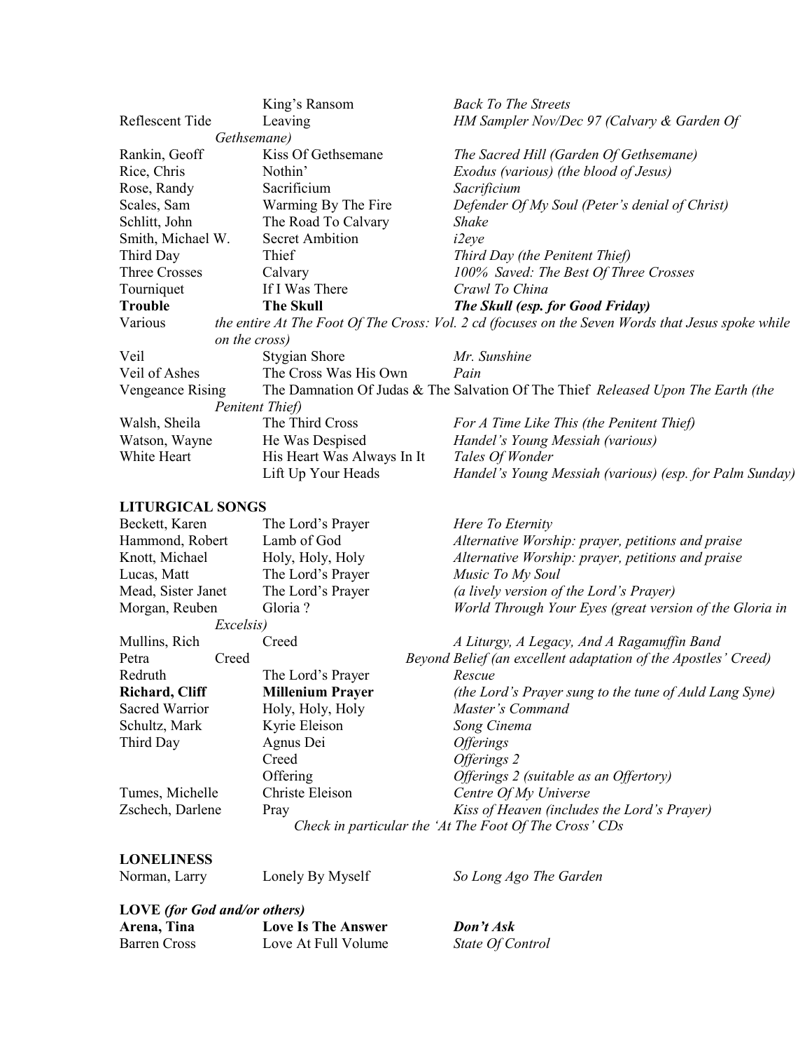| | | |
|---|---|---|
| | King's Ransom | *Back To The Streets* |
| Reflescent Tide | Leaving | *HM Sampler Nov/Dec 97 (Calvary & Garden Of Gethsemane)* |
| Rankin, Geoff | Kiss Of Gethsemane | *The Sacred Hill (Garden Of Gethsemane)* |
| Rice, Chris | Nothin' | *Exodus (various) (the blood of Jesus)* |
| Rose, Randy | Sacrificium | *Sacrificium* |
| Scales, Sam | Warming By The Fire | *Defender Of My Soul (Peter's denial of Christ)* |
| Schlitt, John | The Road To Calvary | *Shake* |
| Smith, Michael W. | Secret Ambition | *i2eye* |
| Third Day | Thief | *Third Day (the Penitent Thief)* |
| Three Crosses | Calvary | *100% Saved: The Best Of Three Crosses* |
| Tourniquet | If I Was There | *Crawl To China* |
| **Trouble** | **The Skull** | ***The Skull (esp. for Good Friday)*** |
| Various | *the entire At The Foot Of The Cross: Vol. 2 cd (focuses on the Seven Words that Jesus spoke while on the cross)* | |
| Veil | Stygian Shore | *Mr. Sunshine* |
| Veil of Ashes | The Cross Was His Own | *Pain* |
| Vengeance Rising | The Damnation Of Judas & The Salvation Of The Thief | *Released Upon The Earth (the Penitent Thief)* |
| Walsh, Sheila | The Third Cross | *For A Time Like This (the Penitent Thief)* |
| Watson, Wayne | He Was Despised | *Handel's Young Messiah (various)* |
| White Heart | His Heart Was Always In It | *Tales Of Wonder* |
| | Lift Up Your Heads | *Handel's Young Messiah (various) (esp. for Palm Sunday)* |

**LITURGICAL SONGS**

| | | |
|---|---|---|
| Beckett, Karen | The Lord's Prayer | *Here To Eternity* |
| Hammond, Robert | Lamb of God | *Alternative Worship: prayer, petitions and praise* |
| Knott, Michael | Holy, Holy, Holy | *Alternative Worship: prayer, petitions and praise* |
| Lucas, Matt | The Lord's Prayer | *Music To My Soul* |
| Mead, Sister Janet | The Lord's Prayer | *(a lively version of the Lord's Prayer)* |
| Morgan, Reuben | Gloria ? | *World Through Your Eyes (great version of the Gloria in Excelsis)* |
| Mullins, Rich | Creed | *A Liturgy, A Legacy, And A Ragamuffin Band* |
| Petra | Creed | *Beyond Belief (an excellent adaptation of the Apostles' Creed)* |
| Redruth | The Lord's Prayer | *Rescue* |
| **Richard, Cliff** | **Millenium Prayer** | *(the Lord's Prayer sung to the tune of Auld Lang Syne)* |
| Sacred Warrior | Holy, Holy, Holy | *Master's Command* |
| Schultz, Mark | Kyrie Eleison | *Song Cinema* |
| Third Day | Agnus Dei | *Offerings* |
| | Creed | *Offerings 2* |
| | Offering | *Offerings 2 (suitable as an Offertory)* |
| Tumes, Michelle | Christe Eleison | *Centre Of My Universe* |
| Zschech, Darlene | Pray | *Kiss of Heaven (includes the Lord's Prayer)* |

*Check in particular the 'At The Foot Of The Cross' CDs*

**LONELINESS**

| | | |
|---|---|---|
| Norman, Larry | Lonely By Myself | *So Long Ago The Garden* |

**LOVE** *(for God and/or others)*

| | | |
|---|---|---|
| **Arena, Tina** | **Love Is The Answer** | ***Don't Ask*** |
| Barren Cross | Love At Full Volume | *State Of Control* |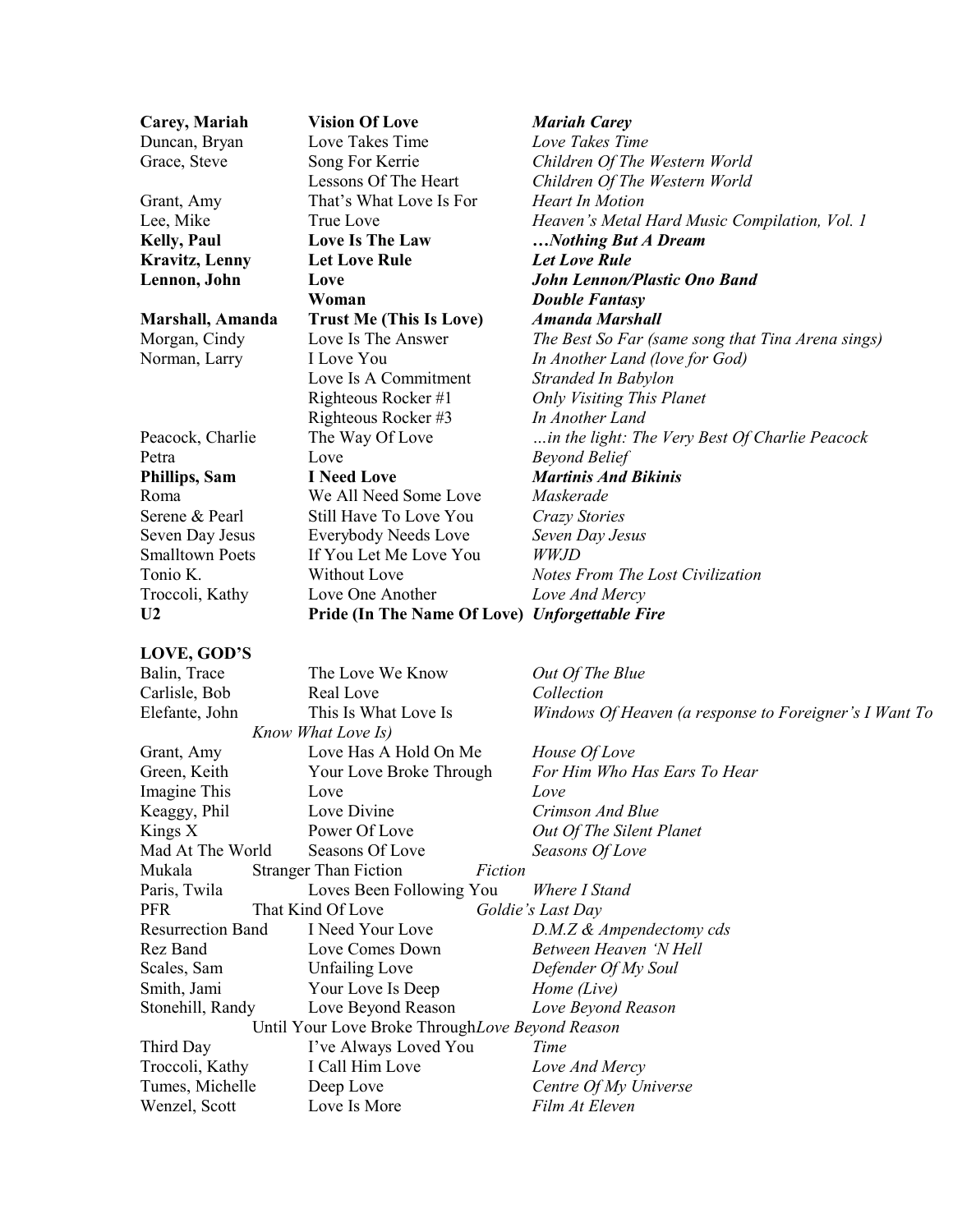| | | |
|---|---|---|
| **Carey, Mariah** | **Vision Of Love** | ***Mariah Carey*** |
| Duncan, Bryan | Love Takes Time | *Love Takes Time* |
| Grace, Steve | Song For Kerrie | *Children Of The Western World* |
| | Lessons Of The Heart | *Children Of The Western World* |
| Grant, Amy | That's What Love Is For | *Heart In Motion* |
| Lee, Mike | True Love | *Heaven's Metal Hard Music Compilation, Vol. 1* |
| **Kelly, Paul** | **Love Is The Law** | ***…Nothing But A Dream*** |
| **Kravitz, Lenny** | **Let Love Rule** | ***Let Love Rule*** |
| **Lennon, John** | **Love** | ***John Lennon/Plastic Ono Band*** |
| | **Woman** | ***Double Fantasy*** |
| **Marshall, Amanda** | **Trust Me (This Is Love)** | ***Amanda Marshall*** |
| Morgan, Cindy | Love Is The Answer | *The Best So Far (same song that Tina Arena sings)* |
| Norman, Larry | I Love You | *In Another Land (love for God)* |
| | Love Is A Commitment | *Stranded In Babylon* |
| | Righteous Rocker #1 | *Only Visiting This Planet* |
| | Righteous Rocker #3 | *In Another Land* |
| Peacock, Charlie | The Way Of Love | *…in the light: The Very Best Of Charlie Peacock* |
| Petra | Love | *Beyond Belief* |
| **Phillips, Sam** | **I Need Love** | ***Martinis And Bikinis*** |
| Roma | We All Need Some Love | *Maskerade* |
| Serene & Pearl | Still Have To Love You | *Crazy Stories* |
| Seven Day Jesus | Everybody Needs Love | *Seven Day Jesus* |
| Smalltown Poets | If You Let Me Love You | *WWJD* |
| Tonio K. | Without Love | *Notes From The Lost Civilization* |
| Troccoli, Kathy | Love One Another | *Love And Mercy* |
| **U2** | **Pride (In The Name Of Love)** | ***Unforgettable Fire*** |

**LOVE, GOD'S**

| | | |
|---|---|---|
| Balin, Trace | The Love We Know | *Out Of The Blue* |
| Carlisle, Bob | Real Love | *Collection* |
| Elefante, John | This Is What Love Is | *Windows Of Heaven (a response to Foreigner's I Want To Know What Love Is)* |
| Grant, Amy | Love Has A Hold On Me | *House Of Love* |
| Green, Keith | Your Love Broke Through | *For Him Who Has Ears To Hear* |
| Imagine This | Love | *Love* |
| Keaggy, Phil | Love Divine | *Crimson And Blue* |
| Kings X | Power Of Love | *Out Of The Silent Planet* |
| Mad At The World | Seasons Of Love | *Seasons Of Love* |
| Mukala | Stranger Than Fiction | *Fiction* |
| Paris, Twila | Loves Been Following You | *Where I Stand* |
| PFR | That Kind Of Love | *Goldie's Last Day* |
| Resurrection Band | I Need Your Love | *D.M.Z & Ampendectomy cds* |
| Rez Band | Love Comes Down | *Between Heaven 'N Hell* |
| Scales, Sam | Unfailing Love | *Defender Of My Soul* |
| Smith, Jami | Your Love Is Deep | *Home (Live)* |
| Stonehill, Randy | Love Beyond Reason | *Love Beyond Reason* |
| | Until Your Love Broke Through | *Love Beyond Reason* |
| Third Day | I've Always Loved You | *Time* |
| Troccoli, Kathy | I Call Him Love | *Love And Mercy* |
| Tumes, Michelle | Deep Love | *Centre Of My Universe* |
| Wenzel, Scott | Love Is More | *Film At Eleven* |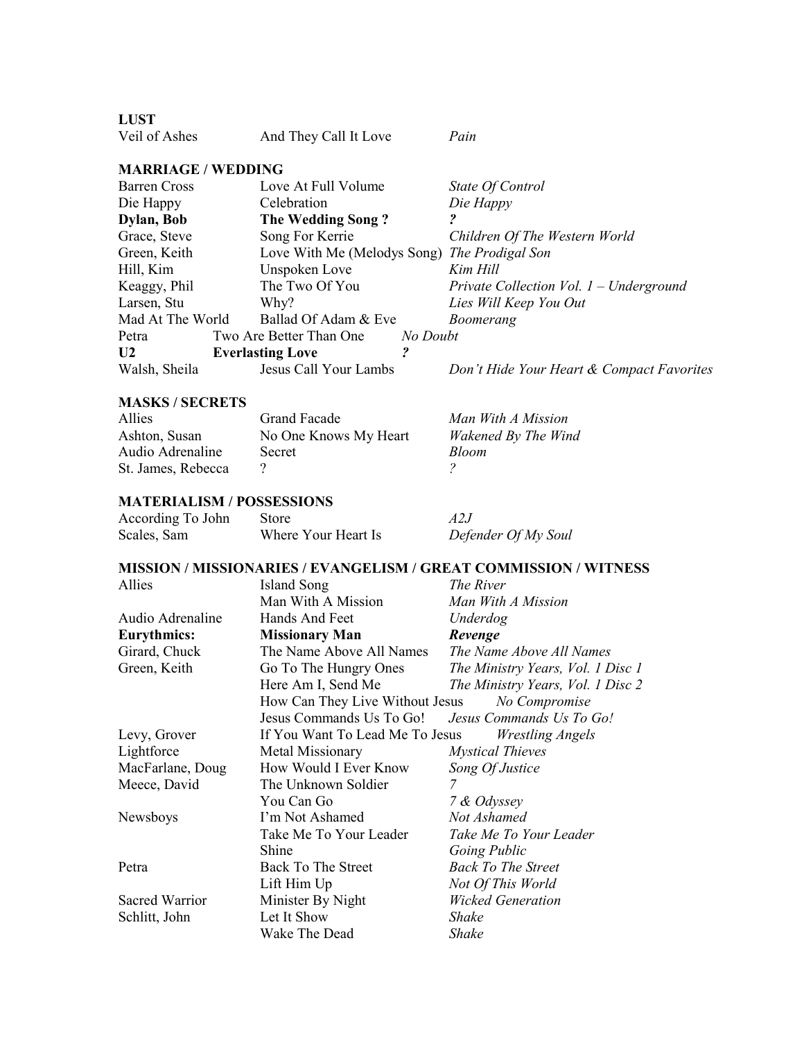**LUST**

| | | |
|---|---|---|
| Veil of Ashes | And They Call It Love | *Pain* |

**MARRIAGE / WEDDING**

| | | |
|---|---|---|
| Barren Cross | Love At Full Volume | *State Of Control* |
| Die Happy | Celebration | *Die Happy* |
| **Dylan, Bob** | **The Wedding Song ?** | ***?*** |
| Grace, Steve | Song For Kerrie | *Children Of The Western World* |
| Green, Keith | Love With Me (Melodys Song) | *The Prodigal Son* |
| Hill, Kim | Unspoken Love | *Kim Hill* |
| Keaggy, Phil | The Two Of You | *Private Collection Vol. 1 – Underground* |
| Larsen, Stu | Why? | *Lies Will Keep You Out* |
| Mad At The World | Ballad Of Adam & Eve | *Boomerang* |
| Petra | Two Are Better Than One | *No Doubt* |
| **U2** | **Everlasting Love** | ***?*** |
| Walsh, Sheila | Jesus Call Your Lambs | *Don't Hide Your Heart & Compact Favorites* |

**MASKS / SECRETS**

| | | |
|---|---|---|
| Allies | Grand Facade | *Man With A Mission* |
| Ashton, Susan | No One Knows My Heart | *Wakened By The Wind* |
| Audio Adrenaline | Secret | *Bloom* |
| St. James, Rebecca | ? | *?* |

**MATERIALISM / POSSESSIONS**

| | | |
|---|---|---|
| According To John | Store | *A2J* |
| Scales, Sam | Where Your Heart Is | *Defender Of My Soul* |

**MISSION / MISSIONARIES / EVANGELISM / GREAT COMMISSION / WITNESS**

| | | |
|---|---|---|
| Allies | Island Song | *The River* |
| | Man With A Mission | *Man With A Mission* |
| Audio Adrenaline | Hands And Feet | *Underdog* |
| **Eurythmics:** | **Missionary Man** | ***Revenge*** |
| Girard, Chuck | The Name Above All Names | *The Name Above All Names* |
| Green, Keith | Go To The Hungry Ones | *The Ministry Years, Vol. 1 Disc 1* |
| | Here Am I, Send Me | *The Ministry Years, Vol. 1 Disc 2* |
| | How Can They Live Without Jesus | *No Compromise* |
| | Jesus Commands Us To Go! | *Jesus Commands Us To Go!* |
| Levy, Grover | If You Want To Lead Me To Jesus | *Wrestling Angels* |
| Lightforce | Metal Missionary | *Mystical Thieves* |
| MacFarlane, Doug | How Would I Ever Know | *Song Of Justice* |
| Meece, David | The Unknown Soldier | *7* |
| | You Can Go | *7 & Odyssey* |
| Newsboys | I'm Not Ashamed | *Not Ashamed* |
| | Take Me To Your Leader | *Take Me To Your Leader* |
| | Shine | *Going Public* |
| Petra | Back To The Street | *Back To The Street* |
| | Lift Him Up | *Not Of This World* |
| Sacred Warrior | Minister By Night | *Wicked Generation* |
| Schlitt, John | Let It Show | *Shake* |
| | Wake The Dead | *Shake* |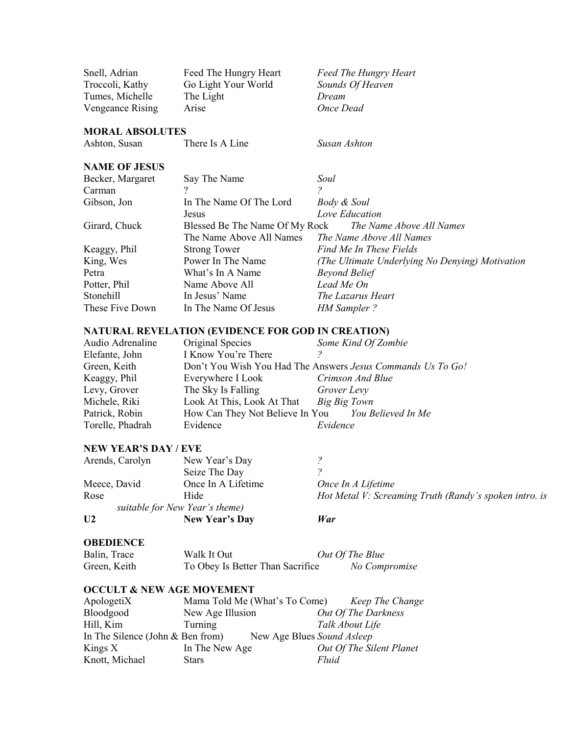| | | |
|---|---|---|
| Snell, Adrian | Feed The Hungry Heart | *Feed The Hungry Heart* |
| Troccoli, Kathy | Go Light Your World | *Sounds Of Heaven* |
| Tumes, Michelle | The Light | *Dream* |
| Vengeance Rising | Arise | *Once Dead* |

**MORAL ABSOLUTES**

| | | |
|---|---|---|
| Ashton, Susan | There Is A Line | *Susan Ashton* |

**NAME OF JESUS**

| | | |
|---|---|---|
| Becker, Margaret | Say The Name | *Soul* |
| Carman | ? | *?* |
| Gibson, Jon | In The Name Of The Lord | *Body & Soul* |
| | Jesus | *Love Education* |
| Girard, Chuck | Blessed Be The Name Of My Rock | *The Name Above All Names* |
| | The Name Above All Names | *The Name Above All Names* |
| Keaggy, Phil | Strong Tower | *Find Me In These Fields* |
| King, Wes | Power In The Name | *(The Ultimate Underlying No Denying) Motivation* |
| Petra | What's In A Name | *Beyond Belief* |
| Potter, Phil | Name Above All | *Lead Me On* |
| Stonehill | In Jesus' Name | *The Lazarus Heart* |
| These Five Down | In The Name Of Jesus | *HM Sampler ?* |

**NATURAL REVELATION (EVIDENCE FOR GOD IN CREATION)**

| | | |
|---|---|---|
| Audio Adrenaline | Original Species | *Some Kind Of Zombie* |
| Elefante, John | I Know You're There | *?* |
| Green, Keith | Don't You Wish You Had The Answers | *Jesus Commands Us To Go!* |
| Keaggy, Phil | Everywhere I Look | *Crimson And Blue* |
| Levy, Grover | The Sky Is Falling | *Grover Levy* |
| Michele, Riki | Look At This, Look At That | *Big Big Town* |
| Patrick, Robin | How Can They Not Believe In You | *You Believed In Me* |
| Torelle, Phadrah | Evidence | *Evidence* |

**NEW YEAR'S DAY / EVE**

| | | |
|---|---|---|
| Arends, Carolyn | New Year's Day | *?* |
| | Seize The Day | *?* |
| Meece, David | Once In A Lifetime | *Once In A Lifetime* |
| Rose | Hide | *Hot Metal V: Screaming Truth (Randy's spoken intro. is suitable for New Year's theme)* |
| **U2** | **New Year's Day** | ***War*** |

**OBEDIENCE**

| | | |
|---|---|---|
| Balin, Trace | Walk It Out | *Out Of The Blue* |
| Green, Keith | To Obey Is Better Than Sacrifice | *No Compromise* |

**OCCULT & NEW AGE MOVEMENT**

| | | |
|---|---|---|
| ApologetiX | Mama Told Me (What's To Come) | *Keep The Change* |
| Bloodgood | New Age Illusion | *Out Of The Darkness* |
| Hill, Kim | Turning | *Talk About Life* |
| In The Silence (John & Ben from) | New Age Blues | *Sound Asleep* |
| Kings X | In The New Age | *Out Of The Silent Planet* |
| Knott, Michael | Stars | *Fluid* |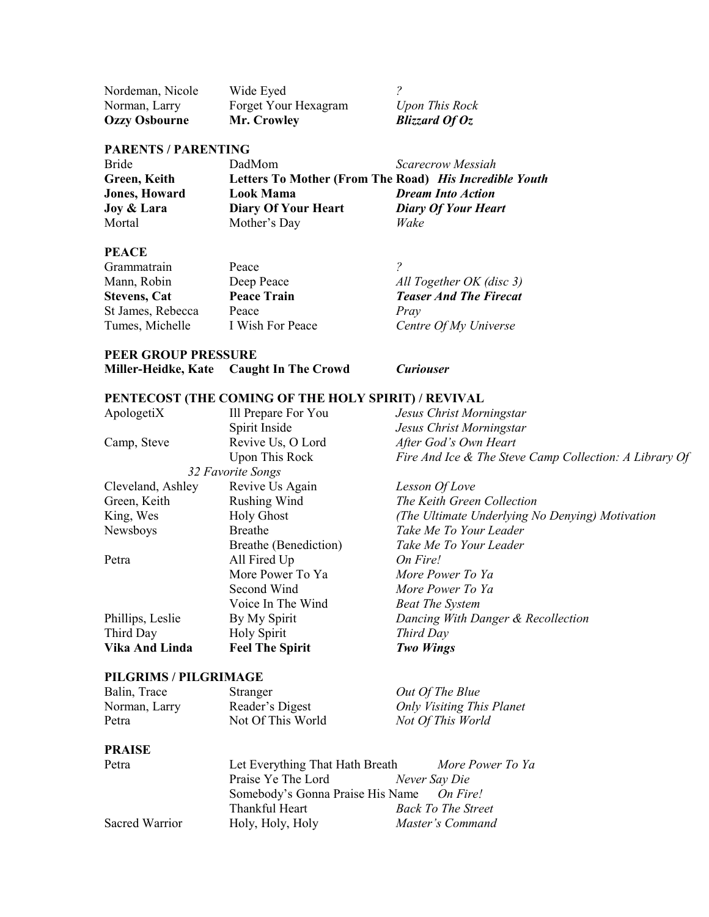| | | |
|---|---|---|
| Nordeman, Nicole | Wide Eyed | *?* |
| Norman, Larry | Forget Your Hexagram | *Upon This Rock* |
| **Ozzy Osbourne** | **Mr. Crowley** | ***Blizzard Of Oz*** |

**PARENTS / PARENTING**

| | | |
|---|---|---|
| Bride | DadMom | *Scarecrow Messiah* |
| **Green, Keith** | **Letters To Mother (From The Road)** | ***His Incredible Youth*** |
| **Jones, Howard** | **Look Mama** | ***Dream Into Action*** |
| **Joy & Lara** | **Diary Of Your Heart** | ***Diary Of Your Heart*** |
| Mortal | Mother's Day | *Wake* |

**PEACE**

| | | |
|---|---|---|
| Grammatrain | Peace | *?* |
| Mann, Robin | Deep Peace | *All Together OK (disc 3)* |
| **Stevens, Cat** | **Peace Train** | ***Teaser And The Firecat*** |
| St James, Rebecca | Peace | *Pray* |
| Tumes, Michelle | I Wish For Peace | *Centre Of My Universe* |

**PEER GROUP PRESSURE**

| | | |
|---|---|---|
| **Miller-Heidke, Kate** | **Caught In The Crowd** | ***Curiouser*** |

**PENTECOST (THE COMING OF THE HOLY SPIRIT) / REVIVAL**

| | | |
|---|---|---|
| ApologetiX | Ill Prepare For You | *Jesus Christ Morningstar* |
| | Spirit Inside | *Jesus Christ Morningstar* |
| Camp, Steve | Revive Us, O Lord | *After God's Own Heart* |
| | Upon This Rock | *Fire And Ice & The Steve Camp Collection: A Library Of 32 Favorite Songs* |
| Cleveland, Ashley | Revive Us Again | *Lesson Of Love* |
| Green, Keith | Rushing Wind | *The Keith Green Collection* |
| King, Wes | Holy Ghost | *(The Ultimate Underlying No Denying) Motivation* |
| Newsboys | Breathe | *Take Me To Your Leader* |
| | Breathe (Benediction) | *Take Me To Your Leader* |
| Petra | All Fired Up | *On Fire!* |
| | More Power To Ya | *More Power To Ya* |
| | Second Wind | *More Power To Ya* |
| | Voice In The Wind | *Beat The System* |
| Phillips, Leslie | By My Spirit | *Dancing With Danger & Recollection* |
| Third Day | Holy Spirit | *Third Day* |
| **Vika And Linda** | **Feel The Spirit** | ***Two Wings*** |

**PILGRIMS / PILGRIMAGE**

| | | |
|---|---|---|
| Balin, Trace | Stranger | *Out Of The Blue* |
| Norman, Larry | Reader's Digest | *Only Visiting This Planet* |
| Petra | Not Of This World | *Not Of This World* |

**PRAISE**

| | | |
|---|---|---|
| Petra | Let Everything That Hath Breath | *More Power To Ya* |
| | Praise Ye The Lord | *Never Say Die* |
| | Somebody's Gonna Praise His Name | *On Fire!* |
| | Thankful Heart | *Back To The Street* |
| Sacred Warrior | Holy, Holy, Holy | *Master's Command* |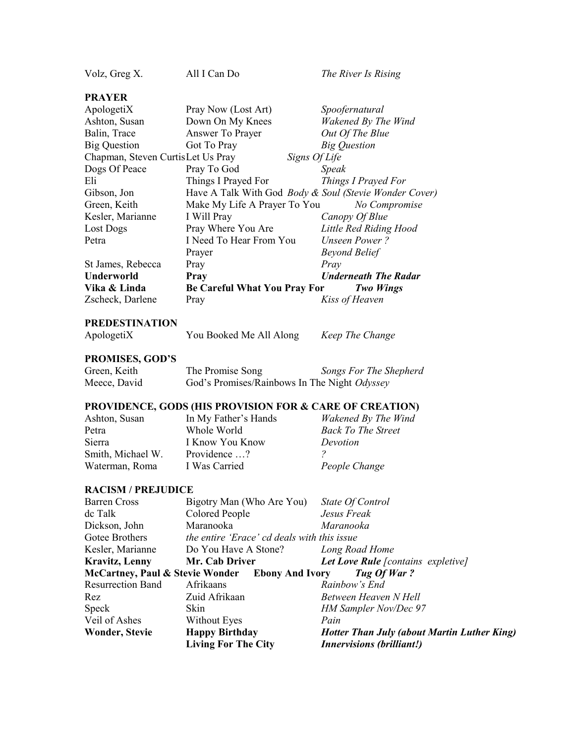| | | |
|---|---|---|
| Volz, Greg X. | All I Can Do | *The River Is Rising* |

**PRAYER**

| | | |
|---|---|---|
| ApologetiX | Pray Now (Lost Art) | *Spoofernatural* |
| Ashton, Susan | Down On My Knees | *Wakened By The Wind* |
| Balin, Trace | Answer To Prayer | *Out Of The Blue* |
| Big Question | Got To Pray | *Big Question* |
| Chapman, Steven Curtis | Let Us Pray | *Signs Of Life* |
| Dogs Of Peace | Pray To God | *Speak* |
| Eli | Things I Prayed For | *Things I Prayed For* |
| Gibson, Jon | Have A Talk With God | *Body & Soul (Stevie Wonder Cover)* |
| Green, Keith | Make My Life A Prayer To You | *No Compromise* |
| Kesler, Marianne | I Will Pray | *Canopy Of Blue* |
| Lost Dogs | Pray Where You Are | *Little Red Riding Hood* |
| Petra | I Need To Hear From You | *Unseen Power ?* |
| | Prayer | *Beyond Belief* |
| St James, Rebecca | Pray | *Pray* |
| **Underworld** | **Pray** | ***Underneath The Radar*** |
| **Vika & Linda** | **Be Careful What You Pray For** | ***Two Wings*** |
| Zscheck, Darlene | Pray | *Kiss of Heaven* |

**PREDESTINATION**

| | | |
|---|---|---|
| ApologetiX | You Booked Me All Along | *Keep The Change* |

**PROMISES, GOD'S**

| | | |
|---|---|---|
| Green, Keith | The Promise Song | *Songs For The Shepherd* |
| Meece, David | God's Promises/Rainbows In The Night | *Odyssey* |

**PROVIDENCE, GODS (HIS PROVISION FOR & CARE OF CREATION)**

| | | |
|---|---|---|
| Ashton, Susan | In My Father's Hands | *Wakened By The Wind* |
| Petra | Whole World | *Back To The Street* |
| Sierra | I Know You Know | *Devotion* |
| Smith, Michael W. | Providence …? | *?* |
| Waterman, Roma | I Was Carried | *People Change* |

**RACISM / PREJUDICE**

| | | |
|---|---|---|
| Barren Cross | Bigotry Man (Who Are You) | *State Of Control* |
| dc Talk | Colored People | *Jesus Freak* |
| Dickson, John | Maranooka | *Maranooka* |
| Gotee Brothers | *the entire 'Erace' cd deals with this issue* | |
| Kesler, Marianne | Do You Have A Stone? | *Long Road Home* |
| **Kravitz, Lenny** | **Mr. Cab Driver** | ***Let Love Rule** [contains expletive]* |
| **McCartney, Paul & Stevie Wonder** | **Ebony And Ivory** | ***Tug Of War ?*** |
| Resurrection Band | Afrikaans | *Rainbow's End* |
| Rez | Zuid Afrikaan | *Between Heaven N Hell* |
| Speck | Skin | *HM Sampler Nov/Dec 97* |
| Veil of Ashes | Without Eyes | *Pain* |
| **Wonder, Stevie** | **Happy Birthday** | ***Hotter Than July (about Martin Luther King)*** |
| | **Living For The City** | ***Innervisions (brilliant!)*** |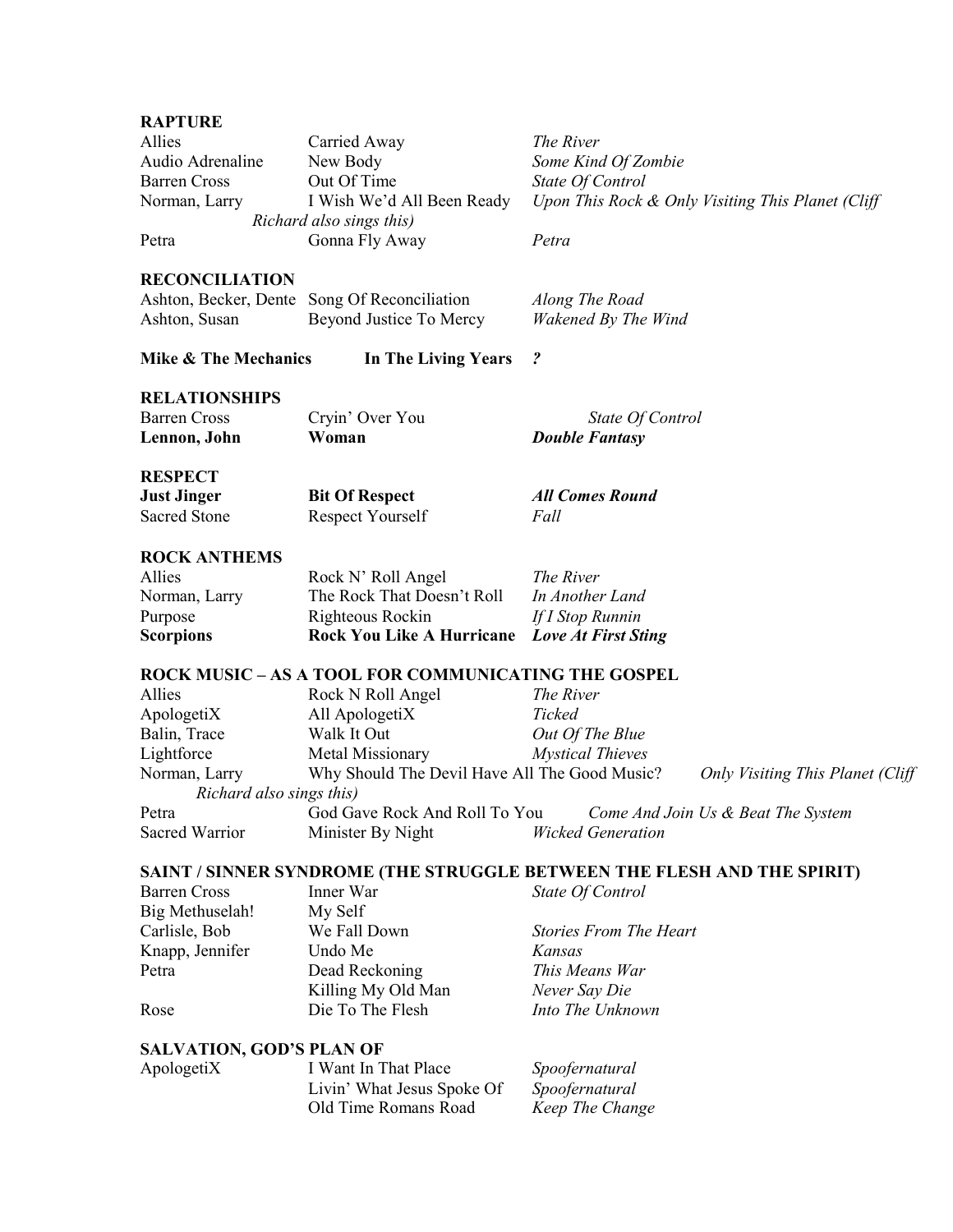**RAPTURE**

| | | |
|---|---|---|
| Allies | Carried Away | *The River* |
| Audio Adrenaline | New Body | *Some Kind Of Zombie* |
| Barren Cross | Out Of Time | *State Of Control* |
| Norman, Larry | I Wish We'd All Been Ready | *Upon This Rock & Only Visiting This Planet (Cliff Richard also sings this)* |
| Petra | Gonna Fly Away | *Petra* |

**RECONCILIATION**

| | | |
|---|---|---|
| Ashton, Becker, Dente | Song Of Reconciliation | *Along The Road* |
| Ashton, Susan | Beyond Justice To Mercy | *Wakened By The Wind* |
| **Mike & The Mechanics** | **In The Living Years** | ***?*** |

**RELATIONSHIPS**

| | | |
|---|---|---|
| Barren Cross | Cryin' Over You | *State Of Control* |
| **Lennon, John** | **Woman** | ***Double Fantasy*** |

**RESPECT**

| | | |
|---|---|---|
| **Just Jinger** | **Bit Of Respect** | ***All Comes Round*** |
| Sacred Stone | Respect Yourself | *Fall* |

**ROCK ANTHEMS**

| | | |
|---|---|---|
| Allies | Rock N' Roll Angel | *The River* |
| Norman, Larry | The Rock That Doesn't Roll | *In Another Land* |
| Purpose | Righteous Rockin | *If I Stop Runnin* |
| **Scorpions** | **Rock You Like A Hurricane** | ***Love At First Sting*** |

**ROCK MUSIC – AS A TOOL FOR COMMUNICATING THE GOSPEL**

| | | |
|---|---|---|
| Allies | Rock N Roll Angel | *The River* |
| ApologetiX | All ApologetiX | *Ticked* |
| Balin, Trace | Walk It Out | *Out Of The Blue* |
| Lightforce | Metal Missionary | *Mystical Thieves* |
| Norman, Larry | Why Should The Devil Have All The Good Music? | *Only Visiting This Planet (Cliff Richard also sings this)* |
| Petra | God Gave Rock And Roll To You | *Come And Join Us & Beat The System* |
| Sacred Warrior | Minister By Night | *Wicked Generation* |

**SAINT / SINNER SYNDROME (THE STRUGGLE BETWEEN THE FLESH AND THE SPIRIT)**

| | | |
|---|---|---|
| Barren Cross | Inner War | *State Of Control* |
| Big Methuselah! | My Self | |
| Carlisle, Bob | We Fall Down | *Stories From The Heart* |
| Knapp, Jennifer | Undo Me | *Kansas* |
| Petra | Dead Reckoning | *This Means War* |
| | Killing My Old Man | *Never Say Die* |
| Rose | Die To The Flesh | *Into The Unknown* |

**SALVATION, GOD'S PLAN OF**

| | | |
|---|---|---|
| ApologetiX | I Want In That Place | *Spoofernatural* |
| | Livin' What Jesus Spoke Of | *Spoofernatural* |
| | Old Time Romans Road | *Keep The Change* |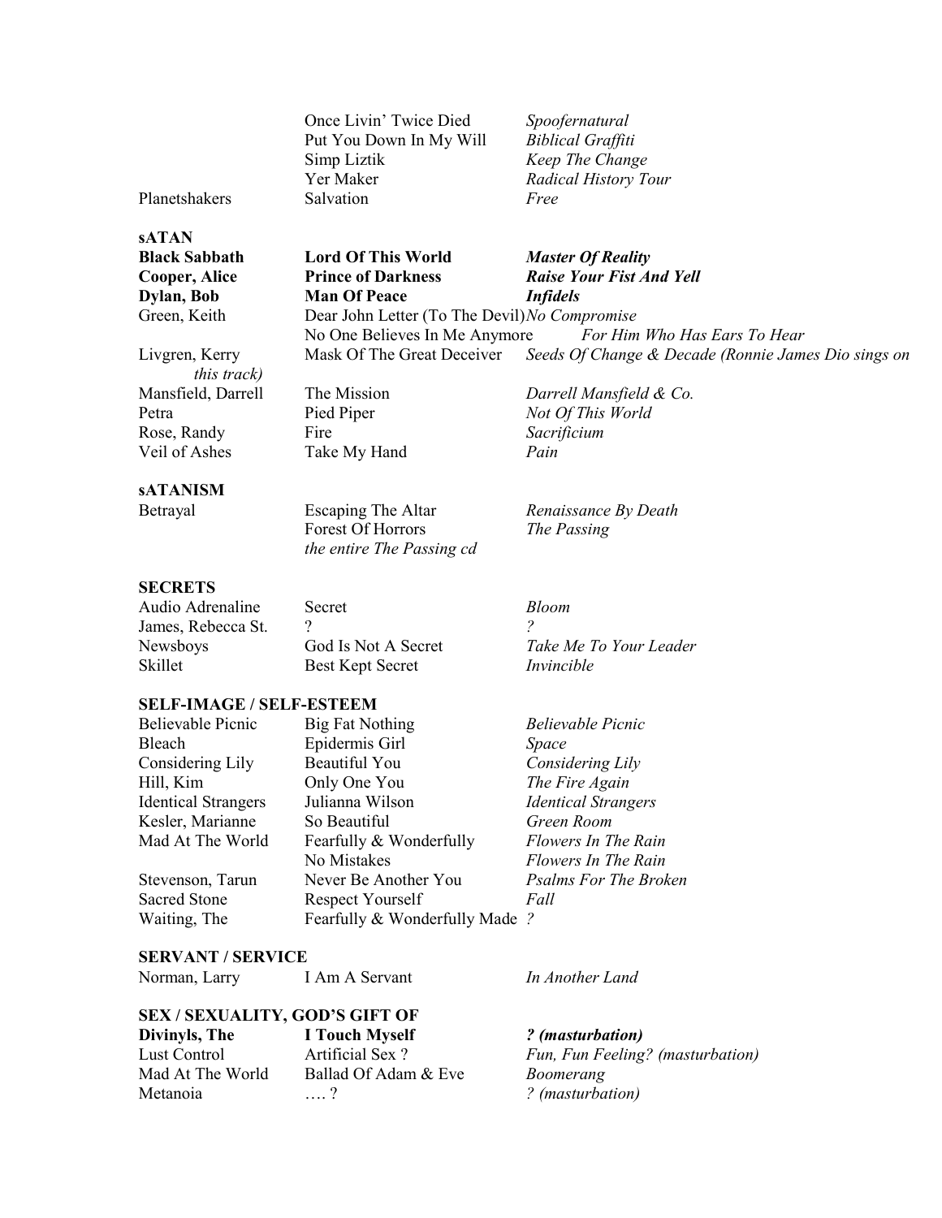| | | |
|---|---|---|
| | Once Livin' Twice Died | *Spoofernatural* |
| | Put You Down In My Will | *Biblical Graffiti* |
| | Simp Liztik | *Keep The Change* |
| | Yer Maker | *Radical History Tour* |
| Planetshakers | Salvation | *Free* |

**sATAN**

| | | |
|---|---|---|
| **Black Sabbath** | **Lord Of This World** | ***Master Of Reality*** |
| **Cooper, Alice** | **Prince of Darkness** | ***Raise Your Fist And Yell*** |
| **Dylan, Bob** | **Man Of Peace** | ***Infidels*** |
| Green, Keith | Dear John Letter (To The Devil) | *No Compromise* |
| | No One Believes In Me Anymore | *For Him Who Has Ears To Hear* |
| Livgren, Kerry | Mask Of The Great Deceiver | *Seeds Of Change & Decade (Ronnie James Dio sings on this track)* |
| Mansfield, Darrell | The Mission | *Darrell Mansfield & Co.* |
| Petra | Pied Piper | *Not Of This World* |
| Rose, Randy | Fire | *Sacrificium* |
| Veil of Ashes | Take My Hand | *Pain* |

**sATANISM**

| | | |
|---|---|---|
| Betrayal | Escaping The Altar | *Renaissance By Death* |
| | Forest Of Horrors | *The Passing* |
| | *the entire The Passing cd* | |

**SECRETS**

| | | |
|---|---|---|
| Audio Adrenaline | Secret | *Bloom* |
| James, Rebecca St. | ? | *?* |
| Newsboys | God Is Not A Secret | *Take Me To Your Leader* |
| Skillet | Best Kept Secret | *Invincible* |

**SELF-IMAGE / SELF-ESTEEM**

| | | |
|---|---|---|
| Believable Picnic | Big Fat Nothing | *Believable Picnic* |
| Bleach | Epidermis Girl | *Space* |
| Considering Lily | Beautiful You | *Considering Lily* |
| Hill, Kim | Only One You | *The Fire Again* |
| Identical Strangers | Julianna Wilson | *Identical Strangers* |
| Kesler, Marianne | So Beautiful | *Green Room* |
| Mad At The World | Fearfully & Wonderfully | *Flowers In The Rain* |
| | No Mistakes | *Flowers In The Rain* |
| Stevenson, Tarun | Never Be Another You | *Psalms For The Broken* |
| Sacred Stone | Respect Yourself | *Fall* |
| Waiting, The | Fearfully & Wonderfully Made | *?* |

**SERVANT / SERVICE**

| | | |
|---|---|---|
| Norman, Larry | I Am A Servant | *In Another Land* |

**SEX / SEXUALITY, GOD'S GIFT OF**

| | | |
|---|---|---|
| **Divinyls, The** | **I Touch Myself** | ***? (masturbation)*** |
| Lust Control | Artificial Sex ? | *Fun, Fun Feeling? (masturbation)* |
| Mad At The World | Ballad Of Adam & Eve | *Boomerang* |
| Metanoia | …. ? | *? (masturbation)* |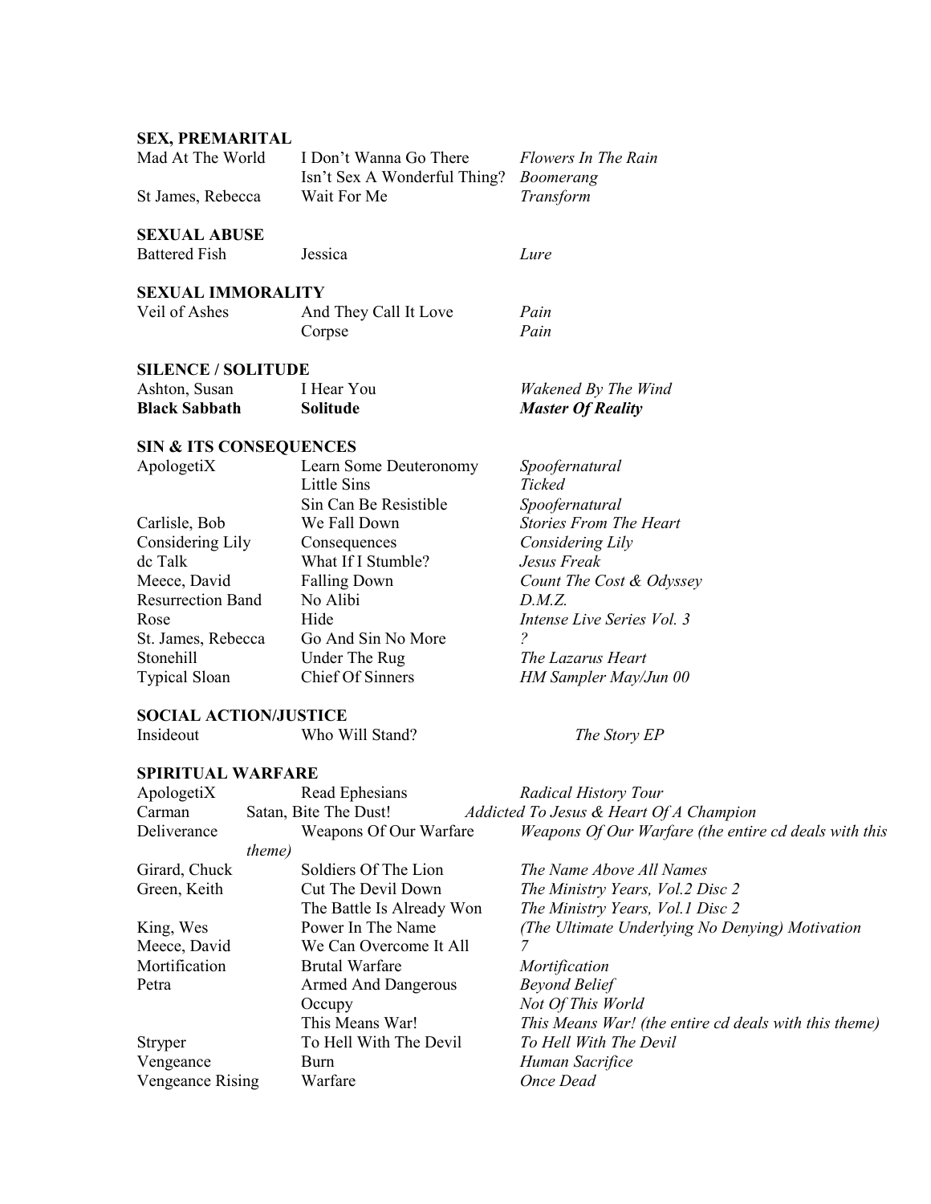**SEX, PREMARITAL**

| | | |
|---|---|---|
| Mad At The World | I Don't Wanna Go There | *Flowers In The Rain* |
| | Isn't Sex A Wonderful Thing? | *Boomerang* |
| St James, Rebecca | Wait For Me | *Transform* |

**SEXUAL ABUSE**

| | | |
|---|---|---|
| Battered Fish | Jessica | *Lure* |

**SEXUAL IMMORALITY**

| | | |
|---|---|---|
| Veil of Ashes | And They Call It Love | *Pain* |
| | Corpse | *Pain* |

**SILENCE / SOLITUDE**

| | | |
|---|---|---|
| Ashton, Susan | I Hear You | *Wakened By The Wind* |
| **Black Sabbath** | **Solitude** | ***Master Of Reality*** |

**SIN & ITS CONSEQUENCES**

| | | |
|---|---|---|
| ApologetiX | Learn Some Deuteronomy | *Spoofernatural* |
| | Little Sins | *Ticked* |
| | Sin Can Be Resistible | *Spoofernatural* |
| Carlisle, Bob | We Fall Down | *Stories From The Heart* |
| Considering Lily | Consequences | *Considering Lily* |
| dc Talk | What If I Stumble? | *Jesus Freak* |
| Meece, David | Falling Down | *Count The Cost & Odyssey* |
| Resurrection Band | No Alibi | *D.M.Z.* |
| Rose | Hide | *Intense Live Series Vol. 3* |
| St. James, Rebecca | Go And Sin No More | *?* |
| Stonehill | Under The Rug | *The Lazarus Heart* |
| Typical Sloan | Chief Of Sinners | *HM Sampler May/Jun 00* |

**SOCIAL ACTION/JUSTICE**

| | | |
|---|---|---|
| Insideout | Who Will Stand? | *The Story EP* |

**SPIRITUAL WARFARE**

| | | |
|---|---|---|
| ApologetiX | Read Ephesians | *Radical History Tour* |
| Carman | Satan, Bite The Dust! | *Addicted To Jesus & Heart Of A Champion* |
| Deliverance | Weapons Of Our Warfare | *Weapons Of Our Warfare (the entire cd deals with this theme)* |
| Girard, Chuck | Soldiers Of The Lion | *The Name Above All Names* |
| Green, Keith | Cut The Devil Down | *The Ministry Years, Vol.2 Disc 2* |
| | The Battle Is Already Won | *The Ministry Years, Vol.1 Disc 2* |
| King, Wes | Power In The Name | *(The Ultimate Underlying No Denying) Motivation* |
| Meece, David | We Can Overcome It All | *7* |
| Mortification | Brutal Warfare | *Mortification* |
| Petra | Armed And Dangerous | *Beyond Belief* |
| | Occupy | *Not Of This World* |
| | This Means War! | *This Means War! (the entire cd deals with this theme)* |
| Stryper | To Hell With The Devil | *To Hell With The Devil* |
| Vengeance | Burn | *Human Sacrifice* |
| Vengeance Rising | Warfare | *Once Dead* |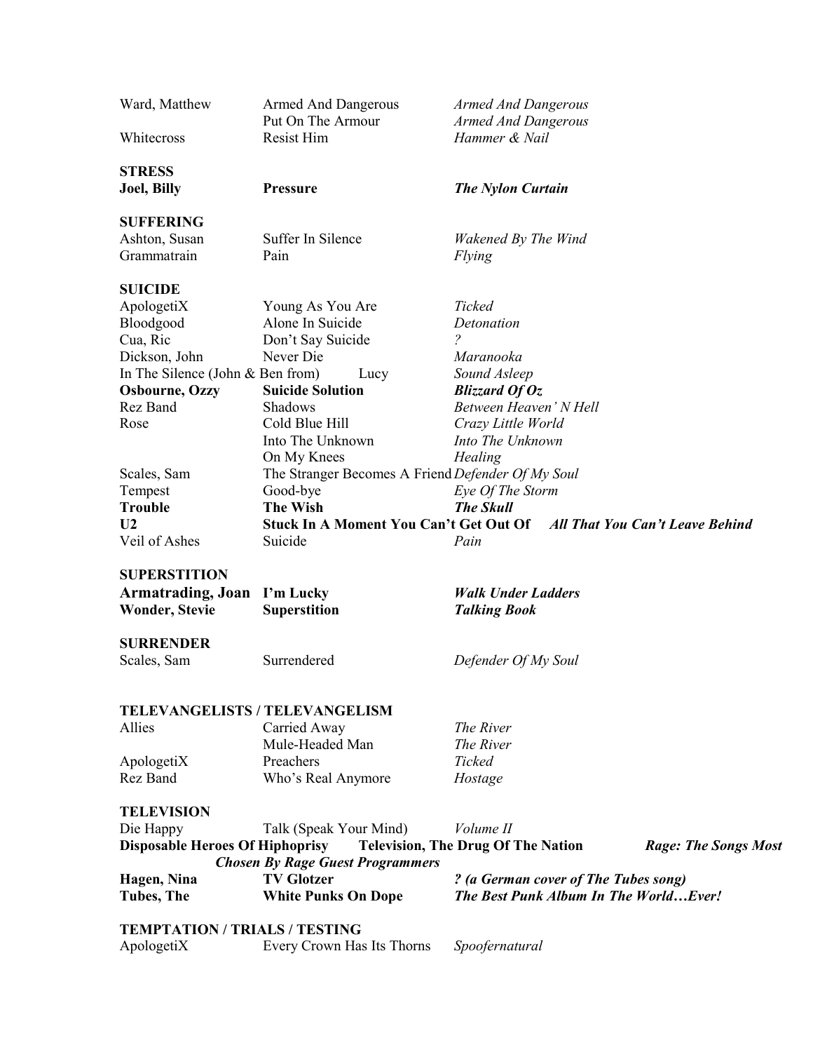| | | |
|---|---|---|
| Ward, Matthew | Armed And Dangerous | *Armed And Dangerous* |
| | Put On The Armour | *Armed And Dangerous* |
| Whitecross | Resist Him | *Hammer & Nail* |

**STRESS**

| | | |
|---|---|---|
| **Joel, Billy** | **Pressure** | ***The Nylon Curtain*** |

**SUFFERING**

| | | |
|---|---|---|
| Ashton, Susan | Suffer In Silence | *Wakened By The Wind* |
| Grammatrain | Pain | *Flying* |

**SUICIDE**

| | | |
|---|---|---|
| ApologetiX | Young As You Are | *Ticked* |
| Bloodgood | Alone In Suicide | *Detonation* |
| Cua, Ric | Don't Say Suicide | *?* |
| Dickson, John | Never Die | *Maranooka* |
| In The Silence (John & Ben from) | Lucy | *Sound Asleep* |
| **Osbourne, Ozzy** | **Suicide Solution** | ***Blizzard Of Oz*** |
| Rez Band | Shadows | *Between Heaven' N Hell* |
| Rose | Cold Blue Hill | *Crazy Little World* |
| | Into The Unknown | *Into The Unknown* |
| | On My Knees | *Healing* |
| Scales, Sam | The Stranger Becomes A Friend | *Defender Of My Soul* |
| Tempest | Good-bye | *Eye Of The Storm* |
| **Trouble** | **The Wish** | ***The Skull*** |
| **U2** | **Stuck In A Moment You Can't Get Out Of** | ***All That You Can't Leave Behind*** |
| Veil of Ashes | Suicide | *Pain* |

**SUPERSTITION**

| | | |
|---|---|---|
| **Armatrading, Joan** | **I'm Lucky** | ***Walk Under Ladders*** |
| **Wonder, Stevie** | **Superstition** | ***Talking Book*** |

**SURRENDER**

| | | |
|---|---|---|
| Scales, Sam | Surrendered | *Defender Of My Soul* |

**TELEVANGELISTS / TELEVANGELISM**

| | | |
|---|---|---|
| Allies | Carried Away | *The River* |
| | Mule-Headed Man | *The River* |
| ApologetiX | Preachers | *Ticked* |
| Rez Band | Who's Real Anymore | *Hostage* |

**TELEVISION**

| | | |
|---|---|---|
| Die Happy | Talk (Speak Your Mind) | *Volume II* |
| **Disposable Heroes Of Hiphoprisy** | **Television, The Drug Of The Nation** | ***Rage: The Songs Most Chosen By Rage Guest Programmers*** |
| **Hagen, Nina** | **TV Glotzer** | ***? (a German cover of The Tubes song)*** |
| **Tubes, The** | **White Punks On Dope** | ***The Best Punk Album In The World…Ever!*** |

**TEMPTATION / TRIALS / TESTING**

| | | |
|---|---|---|
| ApologetiX | Every Crown Has Its Thorns | *Spoofernatural* |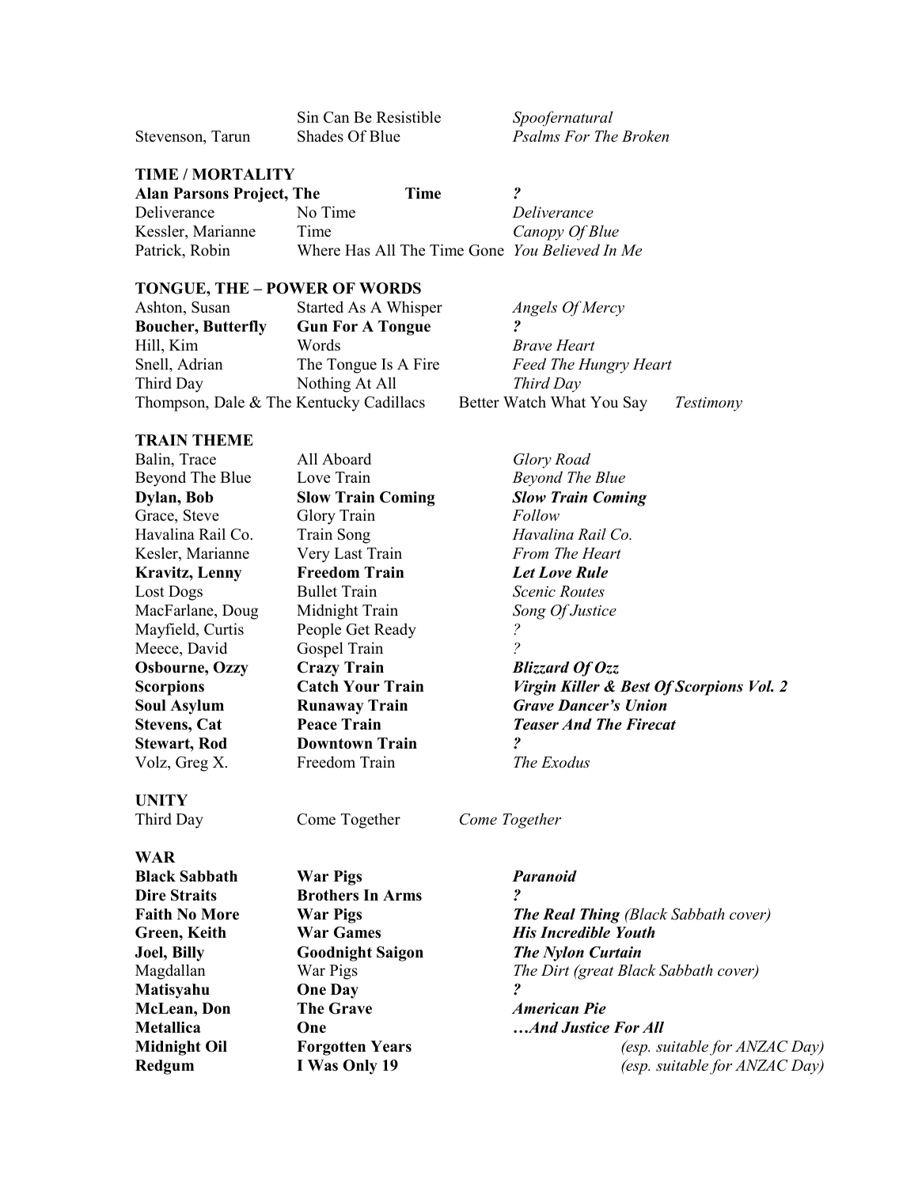| | | |
|---|---|---|
| | Sin Can Be Resistible | *Spoofernatural* |
| Stevenson, Tarun | Shades Of Blue | *Psalms For The Broken* |

**TIME / MORTALITY**

| | | |
|---|---|---|
| **Alan Parsons Project, The** | **Time** | ***?*** |
| Deliverance | No Time | *Deliverance* |
| Kessler, Marianne | Time | *Canopy Of Blue* |
| Patrick, Robin | Where Has All The Time Gone | *You Believed In Me* |

**TONGUE, THE – POWER OF WORDS**

| | | |
|---|---|---|
| Ashton, Susan | Started As A Whisper | *Angels Of Mercy* |
| **Boucher, Butterfly** | **Gun For A Tongue** | ***?*** |
| Hill, Kim | Words | *Brave Heart* |
| Snell, Adrian | The Tongue Is A Fire | *Feed The Hungry Heart* |
| Third Day | Nothing At All | *Third Day* |
| Thompson, Dale & The Kentucky Cadillacs | Better Watch What You Say | *Testimony* |

**TRAIN THEME**

| | | |
|---|---|---|
| Balin, Trace | All Aboard | *Glory Road* |
| Beyond The Blue | Love Train | *Beyond The Blue* |
| **Dylan, Bob** | **Slow Train Coming** | ***Slow Train Coming*** |
| Grace, Steve | Glory Train | *Follow* |
| Havalina Rail Co. | Train Song | *Havalina Rail Co.* |
| Kesler, Marianne | Very Last Train | *From The Heart* |
| **Kravitz, Lenny** | **Freedom Train** | ***Let Love Rule*** |
| Lost Dogs | Bullet Train | *Scenic Routes* |
| MacFarlane, Doug | Midnight Train | *Song Of Justice* |
| Mayfield, Curtis | People Get Ready | *?* |
| Meece, David | Gospel Train | *?* |
| **Osbourne, Ozzy** | **Crazy Train** | ***Blizzard Of Ozz*** |
| **Scorpions** | **Catch Your Train** | ***Virgin Killer & Best Of Scorpions Vol. 2*** |
| **Soul Asylum** | **Runaway Train** | ***Grave Dancer's Union*** |
| **Stevens, Cat** | **Peace Train** | ***Teaser And The Firecat*** |
| **Stewart, Rod** | **Downtown Train** | ***?*** |
| Volz, Greg X. | Freedom Train | *The Exodus* |

**UNITY**

| | | |
|---|---|---|
| Third Day | Come Together | *Come Together* |

**WAR**

| | | |
|---|---|---|
| **Black Sabbath** | **War Pigs** | ***Paranoid*** |
| **Dire Straits** | **Brothers In Arms** | ***?*** |
| **Faith No More** | **War Pigs** | ***The Real Thing** (Black Sabbath cover)* |
| **Green, Keith** | **War Games** | ***His Incredible Youth*** |
| **Joel, Billy** | **Goodnight Saigon** | ***The Nylon Curtain*** |
| Magdallan | War Pigs | *The Dirt (great Black Sabbath cover)* |
| **Matisyahu** | **One Day** | ***?*** |
| **McLean, Don** | **The Grave** | ***American Pie*** |
| **Metallica** | **One** | ***…And Justice For All*** |
| **Midnight Oil** | **Forgotten Years** | *(esp. suitable for ANZAC Day)* |
| **Redgum** | **I Was Only 19** | *(esp. suitable for ANZAC Day)* |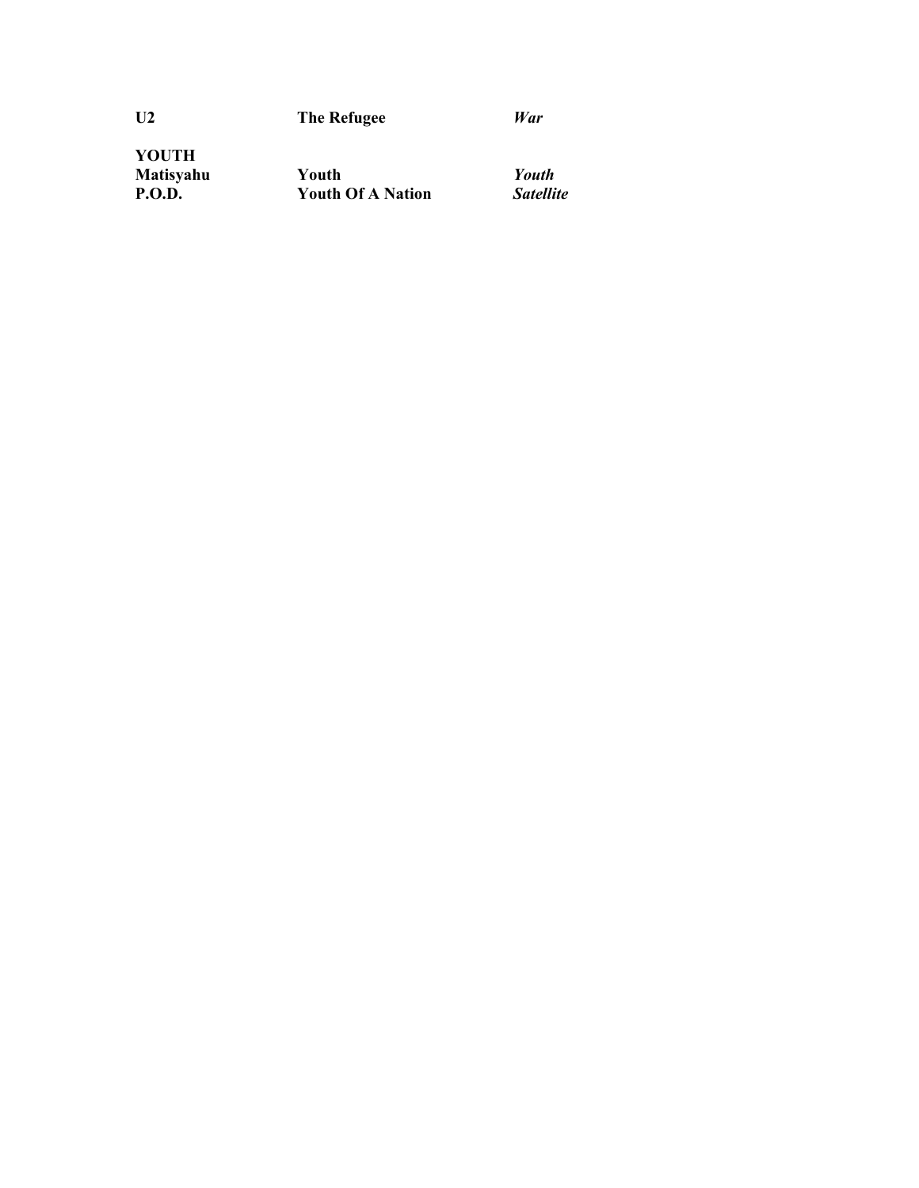| | | |
|---|---|---|
| **U2** | **The Refugee** | ***War*** |

**YOUTH**

| | | |
|---|---|---|
| **Matisyahu** | **Youth** | ***Youth*** |
| **P.O.D.** | **Youth Of A Nation** | ***Satellite*** |